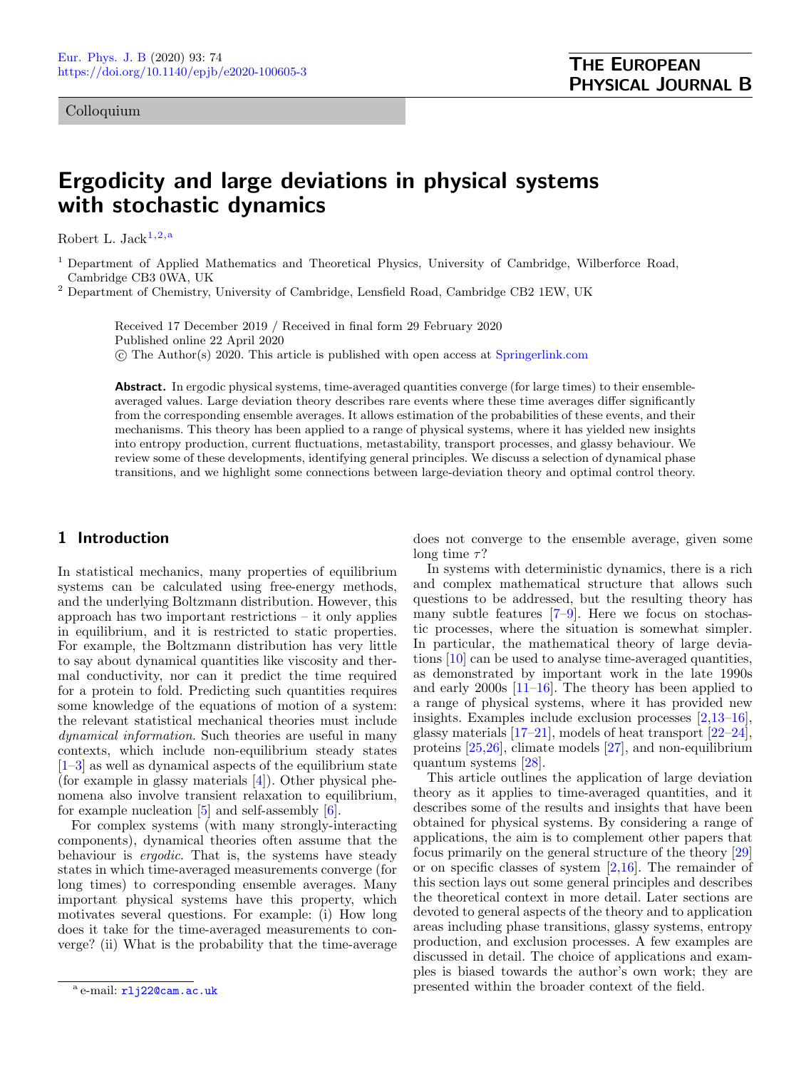Colloquium

# Ergodicity and large deviations in physical systems with stochastic dynamics

Robert L. Jack[1,2,a]

[1] Department of Applied Mathematics and Theoretical Physics, University of Cambridge, Wilberforce Road, Cambridge CB3 0WA, UK

[2] Department of Chemistry, University of Cambridge, Lensfield Road, Cambridge CB2 1EW, UK

Received 17 December 2019 / Received in final form 29 February 2020
Published online 22 April 2020
© The Author(s) 2020. This article is published with open access at Springerlink.com

**Abstract.** In ergodic physical systems, time-averaged quantities converge (for large times) to their ensemble-averaged values. Large deviation theory describes rare events where these time averages differ significantly from the corresponding ensemble averages. It allows estimation of the probabilities of these events, and their mechanisms. This theory has been applied to a range of physical systems, where it has yielded new insights into entropy production, current fluctuations, metastability, transport processes, and glassy behaviour. We review some of these developments, identifying general principles. We discuss a selection of dynamical phase transitions, and we highlight some connections between large-deviation theory and optimal control theory.

## 1 Introduction

In statistical mechanics, many properties of equilibrium systems can be calculated using free-energy methods, and the underlying Boltzmann distribution. However, this approach has two important restrictions – it only applies in equilibrium, and it is restricted to static properties. For example, the Boltzmann distribution has very little to say about dynamical quantities like viscosity and thermal conductivity, nor can it predict the time required for a protein to fold. Predicting such quantities requires some knowledge of the equations of motion of a system: the relevant statistical mechanical theories must include *dynamical information*. Such theories are useful in many contexts, which include non-equilibrium steady states [1–3] as well as dynamical aspects of the equilibrium state (for example in glassy materials [4]). Other physical phenomena also involve transient relaxation to equilibrium, for example nucleation [5] and self-assembly [6].

For complex systems (with many strongly-interacting components), dynamical theories often assume that the behaviour is *ergodic*. That is, the systems have steady states in which time-averaged measurements converge (for long times) to corresponding ensemble averages. Many important physical systems have this property, which motivates several questions. For example: (i) How long does it take for the time-averaged measurements to converge? (ii) What is the probability that the time-average does not converge to the ensemble average, given some long time $\tau$?

In systems with deterministic dynamics, there is a rich and complex mathematical structure that allows such questions to be addressed, but the resulting theory has many subtle features [7–9]. Here we focus on stochastic processes, where the situation is somewhat simpler. In particular, the mathematical theory of large deviations [10] can be used to analyse time-averaged quantities, as demonstrated by important work in the late 1990s and early 2000s [11–16]. The theory has been applied to a range of physical systems, where it has provided new insights. Examples include exclusion processes [2,13–16], glassy materials [17–21], models of heat transport [22–24], proteins [25,26], climate models [27], and non-equilibrium quantum systems [28].

This article outlines the application of large deviation theory as it applies to time-averaged quantities, and it describes some of the results and insights that have been obtained for physical systems. By considering a range of applications, the aim is to complement other papers that focus primarily on the general structure of the theory [29] or on specific classes of system [2,16]. The remainder of this section lays out some general principles and describes the theoretical context in more detail. Later sections are devoted to general aspects of the theory and to application areas including phase transitions, glassy systems, entropy production, and exclusion processes. A few examples are discussed in detail. The choice of applications and examples is biased towards the author's own work; they are presented within the broader context of the field.

[a] e-mail: rlj22@cam.ac.uk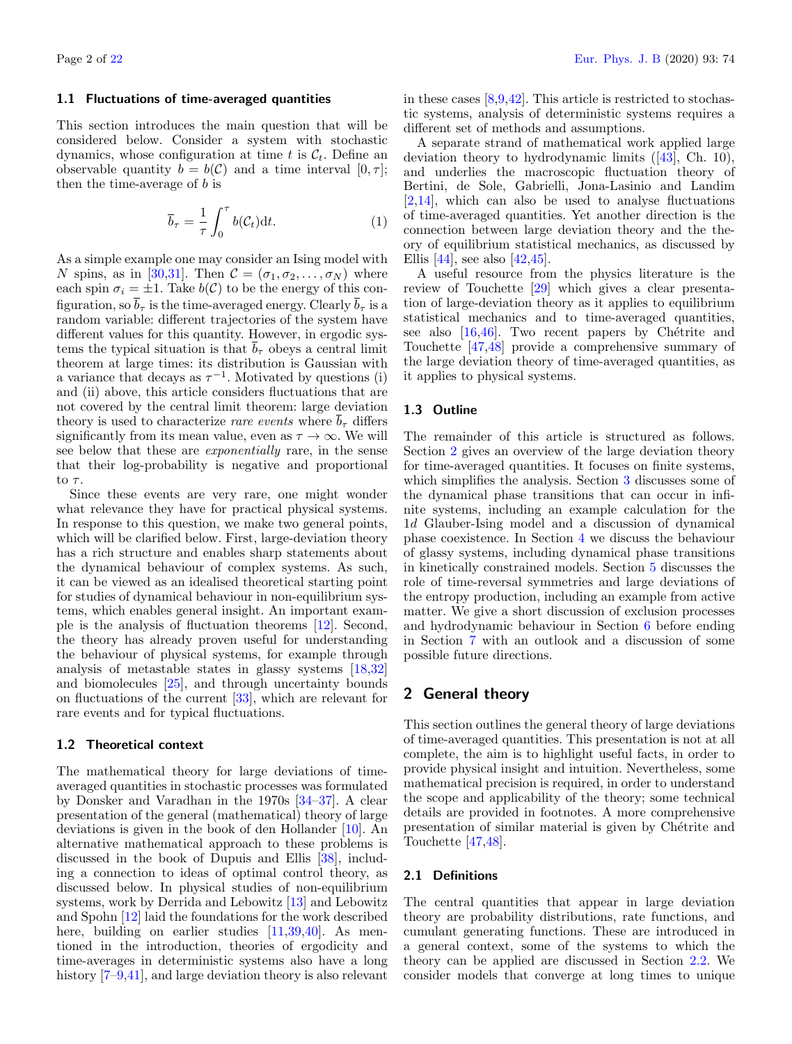### 1.1 Fluctuations of time-averaged quantities

This section introduces the main question that will be considered below. Consider a system with stochastic dynamics, whose configuration at time $t$ is $\mathcal{C}_t$. Define an observable quantity $b = b(\mathcal{C})$ and a time interval $[0, \tau]$; then the time-average of $b$ is

$$\overline{b}_\tau = \frac{1}{\tau}\int_0^\tau b(\mathcal{C}_t)\mathrm{d}t. \tag{1}$$

As a simple example one may consider an Ising model with $N$ spins, as in [30,31]. Then $\mathcal{C} = (\sigma_1, \sigma_2, \ldots, \sigma_N)$ where each spin $\sigma_i = \pm 1$. Take $b(\mathcal{C})$ to be the energy of this configuration, so $\overline{b}_\tau$ is the time-averaged energy. Clearly $\overline{b}_\tau$ is a random variable: different trajectories of the system have different values for this quantity. However, in ergodic systems the typical situation is that $\overline{b}_\tau$ obeys a central limit theorem at large times: its distribution is Gaussian with a variance that decays as $\tau^{-1}$. Motivated by questions (i) and (ii) above, this article considers fluctuations that are not covered by the central limit theorem: large deviation theory is used to characterize *rare events* where $\overline{b}_\tau$ differs significantly from its mean value, even as $\tau \to \infty$. We will see below that these are *exponentially* rare, in the sense that their log-probability is negative and proportional to $\tau$.

Since these events are very rare, one might wonder what relevance they have for practical physical systems. In response to this question, we make two general points, which will be clarified below. First, large-deviation theory has a rich structure and enables sharp statements about the dynamical behaviour of complex systems. As such, it can be viewed as an idealised theoretical starting point for studies of dynamical behaviour in non-equilibrium systems, which enables general insight. An important example is the analysis of fluctuation theorems [12]. Second, the theory has already proven useful for understanding the behaviour of physical systems, for example through analysis of metastable states in glassy systems [18,32] and biomolecules [25], and through uncertainty bounds on fluctuations of the current [33], which are relevant for rare events and for typical fluctuations.

### 1.2 Theoretical context

The mathematical theory for large deviations of time-averaged quantities in stochastic processes was formulated by Donsker and Varadhan in the 1970s [34–37]. A clear presentation of the general (mathematical) theory of large deviations is given in the book of den Hollander [10]. An alternative mathematical approach to these problems is discussed in the book of Dupuis and Ellis [38], including a connection to ideas of optimal control theory, as discussed below. In physical studies of non-equilibrium systems, work by Derrida and Lebowitz [13] and Lebowitz and Spohn [12] laid the foundations for the work described here, building on earlier studies [11,39,40]. As mentioned in the introduction, theories of ergodicity and time-averages in deterministic systems also have a long history [7–9,41], and large deviation theory is also relevant in these cases [8,9,42]. This article is restricted to stochastic systems, analysis of deterministic systems requires a different set of methods and assumptions.

A separate strand of mathematical work applied large deviation theory to hydrodynamic limits ([43], Ch. 10), and underlies the macroscopic fluctuation theory of Bertini, de Sole, Gabrielli, Jona-Lasinio and Landim [2,14], which can also be used to analyse fluctuations of time-averaged quantities. Yet another direction is the connection between large deviation theory and the theory of equilibrium statistical mechanics, as discussed by Ellis [44], see also [42,45].

A useful resource from the physics literature is the review of Touchette [29] which gives a clear presentation of large-deviation theory as it applies to equilibrium statistical mechanics and to time-averaged quantities, see also [16,46]. Two recent papers by Chétrite and Touchette [47,48] provide a comprehensive summary of the large deviation theory of time-averaged quantities, as it applies to physical systems.

### 1.3 Outline

The remainder of this article is structured as follows. Section 2 gives an overview of the large deviation theory for time-averaged quantities. It focuses on finite systems, which simplifies the analysis. Section 3 discusses some of the dynamical phase transitions that can occur in infinite systems, including an example calculation for the 1$d$ Glauber-Ising model and a discussion of dynamical phase coexistence. In Section 4 we discuss the behaviour of glassy systems, including dynamical phase transitions in kinetically constrained models. Section 5 discusses the role of time-reversal symmetries and large deviations of the entropy production, including an example from active matter. We give a short discussion of exclusion processes and hydrodynamic behaviour in Section 6 before ending in Section 7 with an outlook and a discussion of some possible future directions.

## 2 General theory

This section outlines the general theory of large deviations of time-averaged quantities. This presentation is not at all complete, the aim is to highlight useful facts, in order to provide physical insight and intuition. Nevertheless, some mathematical precision is required, in order to understand the scope and applicability of the theory; some technical details are provided in footnotes. A more comprehensive presentation of similar material is given by Chétrite and Touchette [47,48].

### 2.1 Definitions

The central quantities that appear in large deviation theory are probability distributions, rate functions, and cumulant generating functions. These are introduced in a general context, some of the systems to which the theory can be applied are discussed in Section 2.2. We consider models that converge at long times to unique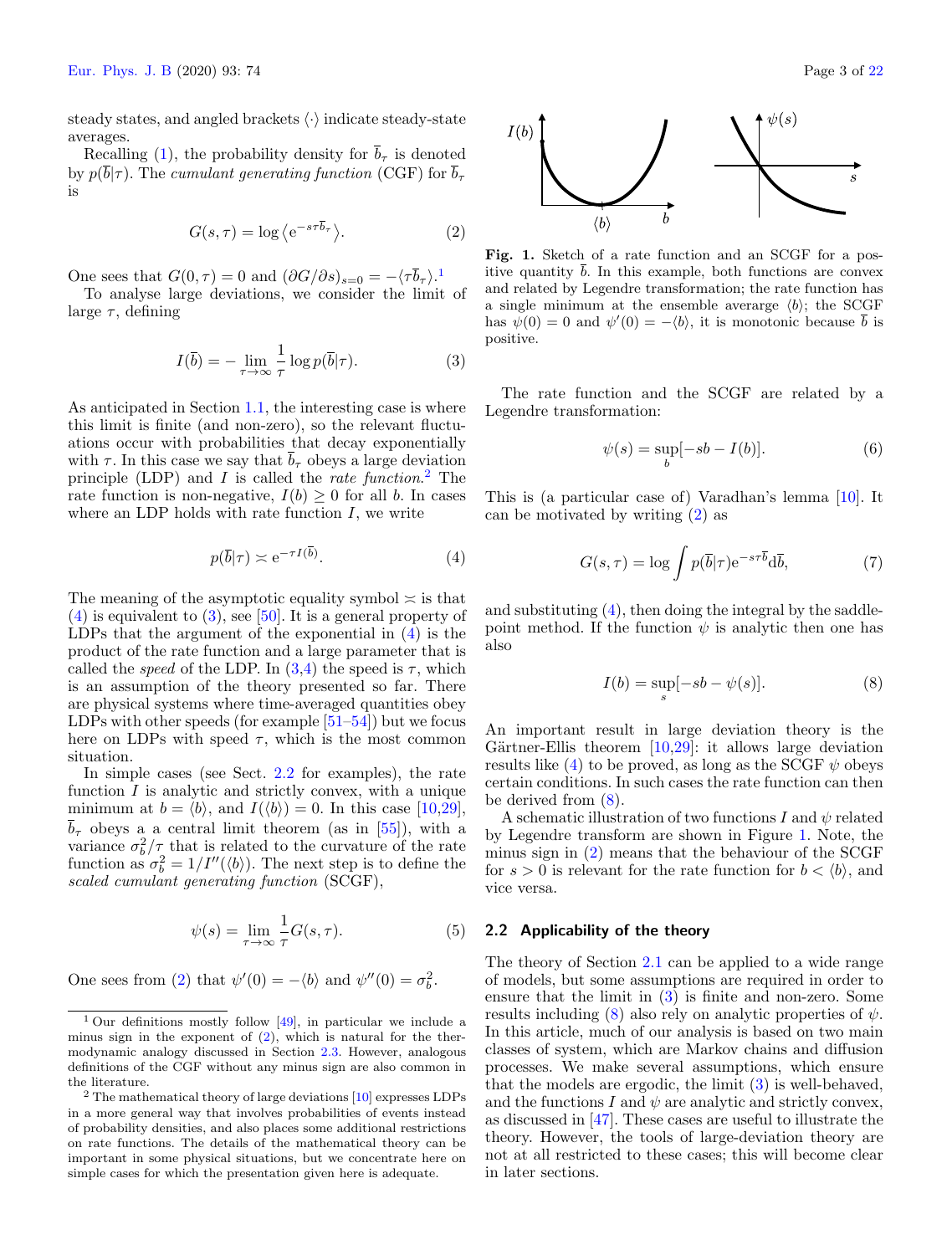steady states, and angled brackets $\langle\cdot\rangle$ indicate steady-state averages.

Recalling (1), the probability density for $\overline{b}_\tau$ is denoted by $p(\overline{b}|\tau)$. The *cumulant generating function* (CGF) for $\overline{b}_\tau$ is

$$G(s,\tau) = \log\left\langle \mathrm{e}^{-s\tau\overline{b}_\tau}\right\rangle. \tag{2}$$

One sees that $G(0,\tau)=0$ and $(\partial G/\partial s)_{s=0} = -\langle \tau \overline{b}_\tau\rangle$.[1]

To analyse large deviations, we consider the limit of large $\tau$, defining

$$I(\overline{b}) = -\lim_{\tau\to\infty}\frac{1}{\tau}\log p(\overline{b}|\tau). \tag{3}$$

As anticipated in Section 1.1, the interesting case is where this limit is finite (and non-zero), so the relevant fluctuations occur with probabilities that decay exponentially with $\tau$. In this case we say that $\overline{b}_\tau$ obeys a large deviation principle (LDP) and $I$ is called the *rate function*.[2] The rate function is non-negative, $I(b)\geq 0$ for all $b$. In cases where an LDP holds with rate function $I$, we write

$$p(\overline{b}|\tau) \asymp \mathrm{e}^{-\tau I(\overline{b})}. \tag{4}$$

The meaning of the asymptotic equality symbol $\asymp$ is that (4) is equivalent to (3), see [50]. It is a general property of LDPs that the argument of the exponential in (4) is the product of the rate function and a large parameter that is called the *speed* of the LDP. In (3,4) the speed is $\tau$, which is an assumption of the theory presented so far. There are physical systems where time-averaged quantities obey LDPs with other speeds (for example [51–54]) but we focus here on LDPs with speed $\tau$, which is the most common situation.

In simple cases (see Sect. 2.2 for examples), the rate function $I$ is analytic and strictly convex, with a unique minimum at $b=\langle b\rangle$, and $I(\langle b\rangle)=0$. In this case [10,29], $\overline{b}_\tau$ obeys a a central limit theorem (as in [55]), with a variance $\sigma_b^2/\tau$ that is related to the curvature of the rate function as $\sigma_b^2 = 1/I''(\langle b\rangle)$. The next step is to define the *scaled cumulant generating function* (SCGF),

$$\psi(s) = \lim_{\tau\to\infty}\frac{1}{\tau}G(s,\tau). \tag{5}$$

One sees from (2) that $\psi'(0) = -\langle b\rangle$ and $\psi''(0)=\sigma_b^2$.

[1] Our definitions mostly follow [49], in particular we include a minus sign in the exponent of (2), which is natural for the thermodynamic analogy discussed in Section 2.3. However, analogous definitions of the CGF without any minus sign are also common in the literature.

[2] The mathematical theory of large deviations [10] expresses LDPs in a more general way that involves probabilities of events instead of probability densities, and also places some additional restrictions on rate functions. The details of the mathematical theory can be important in some physical situations, but we concentrate here on simple cases for which the presentation given here is adequate.

**Fig. 1.** Sketch of a rate function and an SCGF for a positive quantity $\overline{b}$. In this example, both functions are convex and related by Legendre transformation; the rate function has a single minimum at the ensemble averarge $\langle b\rangle$; the SCGF has $\psi(0)=0$ and $\psi'(0)=-\langle b\rangle$, it is monotonic because $\overline{b}$ is positive.

The rate function and the SCGF are related by a Legendre transformation:

$$\psi(s) = \sup_b[-sb - I(b)]. \tag{6}$$

This is (a particular case of) Varadhan's lemma [10]. It can be motivated by writing (2) as

$$G(s,\tau) = \log\int p(\overline{b}|\tau)\mathrm{e}^{-s\tau\overline{b}}\mathrm{d}\overline{b}, \tag{7}$$

and substituting (4), then doing the integral by the saddle-point method. If the function $\psi$ is analytic then one has also

$$I(b) = \sup_s[-sb - \psi(s)]. \tag{8}$$

An important result in large deviation theory is the Gärtner-Ellis theorem [10,29]: it allows large deviation results like (4) to be proved, as long as the SCGF $\psi$ obeys certain conditions. In such cases the rate function can then be derived from (8).

A schematic illustration of two functions $I$ and $\psi$ related by Legendre transform are shown in Figure 1. Note, the minus sign in (2) means that the behaviour of the SCGF for $s>0$ is relevant for the rate function for $b<\langle b\rangle$, and vice versa.

## 2.2 Applicability of the theory

The theory of Section 2.1 can be applied to a wide range of models, but some assumptions are required in order to ensure that the limit in (3) is finite and non-zero. Some results including (8) also rely on analytic properties of $\psi$. In this article, much of our analysis is based on two main classes of system, which are Markov chains and diffusion processes. We make several assumptions, which ensure that the models are ergodic, the limit (3) is well-behaved, and the functions $I$ and $\psi$ are analytic and strictly convex, as discussed in [47]. These cases are useful to illustrate the theory. However, the tools of large-deviation theory are not at all restricted to these cases; this will become clear in later sections.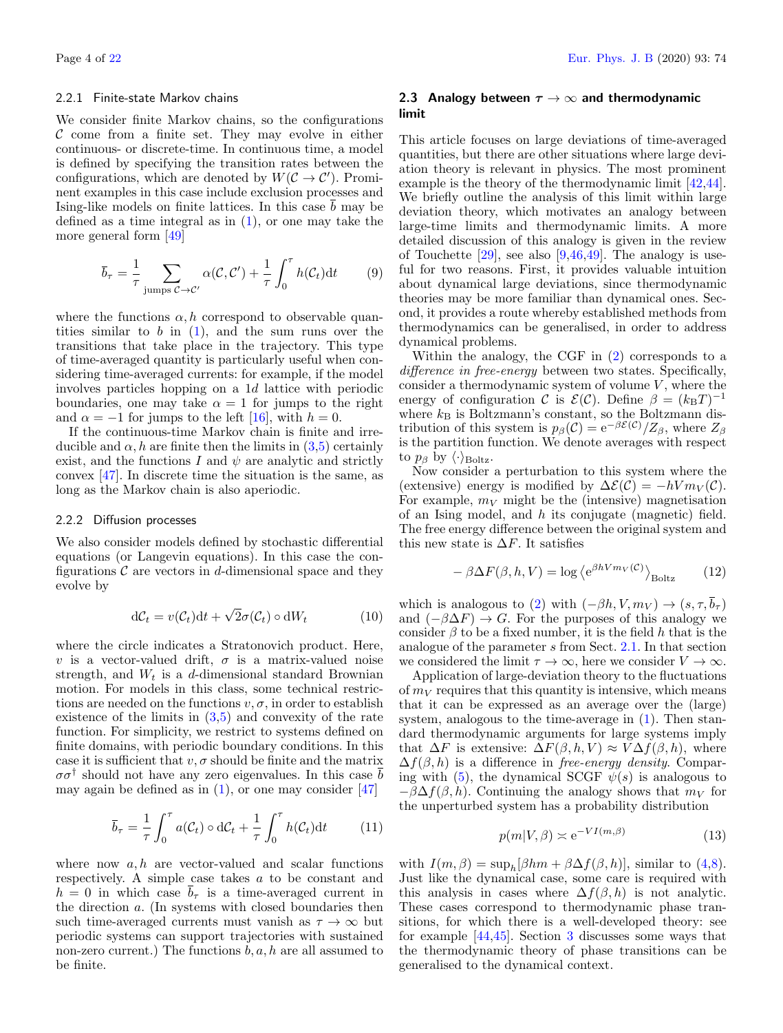#### 2.2.1 Finite-state Markov chains

We consider finite Markov chains, so the configurations $\mathcal{C}$ come from a finite set. They may evolve in either continuous- or discrete-time. In continuous time, a model is defined by specifying the transition rates between the configurations, which are denoted by $W(\mathcal{C} \to \mathcal{C}')$. Prominent examples in this case include exclusion processes and Ising-like models on finite lattices. In this case $\overline{b}$ may be defined as a time integral as in (1), or one may take the more general form [49]

$$\overline{b}_\tau = \frac{1}{\tau} \sum_{\text{jumps } \mathcal{C} \to \mathcal{C}'} \alpha(\mathcal{C}, \mathcal{C}') + \frac{1}{\tau} \int_0^\tau h(\mathcal{C}_t) \mathrm{d}t \tag{9}$$

where the functions $\alpha, h$ correspond to observable quantities similar to $b$ in (1), and the sum runs over the transitions that take place in the trajectory. This type of time-averaged quantity is particularly useful when considering time-averaged currents: for example, if the model involves particles hopping on a $1d$ lattice with periodic boundaries, one may take $\alpha = 1$ for jumps to the right and $\alpha = -1$ for jumps to the left [16], with $h = 0$.

If the continuous-time Markov chain is finite and irreducible and $\alpha, h$ are finite then the limits in (3,5) certainly exist, and the functions $I$ and $\psi$ are analytic and strictly convex [47]. In discrete time the situation is the same, as long as the Markov chain is also aperiodic.

#### 2.2.2 Diffusion processes

We also consider models defined by stochastic differential equations (or Langevin equations). In this case the configurations $\mathcal{C}$ are vectors in $d$-dimensional space and they evolve by

$$\mathrm{d}\mathcal{C}_t = v(\mathcal{C}_t)\mathrm{d}t + \sqrt{2}\sigma(\mathcal{C}_t) \circ \mathrm{d}W_t \tag{10}$$

where the circle indicates a Stratonovich product. Here, $v$ is a vector-valued drift, $\sigma$ is a matrix-valued noise strength, and $W_t$ is a $d$-dimensional standard Brownian motion. For models in this class, some technical restrictions are needed on the functions $v, \sigma$, in order to establish existence of the limits in (3,5) and convexity of the rate function. For simplicity, we restrict to systems defined on finite domains, with periodic boundary conditions. In this case it is sufficient that $v, \sigma$ should be finite and the matrix $\sigma\sigma^\dagger$ should not have any zero eigenvalues. In this case $\overline{b}$ may again be defined as in (1), or one may consider [47]

$$\overline{b}_\tau = \frac{1}{\tau} \int_0^\tau a(\mathcal{C}_t) \circ \mathrm{d}\mathcal{C}_t + \frac{1}{\tau} \int_0^\tau h(\mathcal{C}_t) \mathrm{d}t \tag{11}$$

where now $a, h$ are vector-valued and scalar functions respectively. A simple case takes $a$ to be constant and $h = 0$ in which case $\overline{b}_\tau$ is a time-averaged current in the direction $a$. (In systems with closed boundaries then such time-averaged currents must vanish as $\tau \to \infty$ but periodic systems can support trajectories with sustained non-zero current.) The functions $b, a, h$ are all assumed to be finite.

### 2.3 Analogy between $\tau \to \infty$ and thermodynamic limit

This article focuses on large deviations of time-averaged quantities, but there are other situations where large deviation theory is relevant in physics. The most prominent example is the theory of the thermodynamic limit [42,44]. We briefly outline the analysis of this limit within large deviation theory, which motivates an analogy between large-time limits and thermodynamic limits. A more detailed discussion of this analogy is given in the review of Touchette [29], see also [9,46,49]. The analogy is useful for two reasons. First, it provides valuable intuition about dynamical large deviations, since thermodynamic theories may be more familiar than dynamical ones. Second, it provides a route whereby established methods from thermodynamics can be generalised, in order to address dynamical problems.

Within the analogy, the CGF in (2) corresponds to a *difference in free-energy* between two states. Specifically, consider a thermodynamic system of volume $V$, where the energy of configuration $\mathcal{C}$ is $\mathcal{E}(\mathcal{C})$. Define $\beta = (k_\mathrm{B}T)^{-1}$ where $k_\mathrm{B}$ is Boltzmann's constant, so the Boltzmann distribution of this system is $p_\beta(\mathcal{C}) = \mathrm{e}^{-\beta\mathcal{E}(\mathcal{C})}/Z_\beta$, where $Z_\beta$ is the partition function. We denote averages with respect to $p_\beta$ by $\langle\cdot\rangle_{\mathrm{Boltz}}$.

Now consider a perturbation to this system where the (extensive) energy is modified by $\Delta\mathcal{E}(\mathcal{C}) = -hVm_V(\mathcal{C})$. For example, $m_V$ might be the (intensive) magnetisation of an Ising model, and $h$ its conjugate (magnetic) field. The free energy difference between the original system and this new state is $\Delta F$. It satisfies

$$-\beta\Delta F(\beta, h, V) = \log \left\langle \mathrm{e}^{\beta h V m_V(\mathcal{C})} \right\rangle_{\mathrm{Boltz}} \tag{12}$$

which is analogous to (2) with $(-\beta h, V, m_V) \to (s, \tau, \overline{b}_\tau)$ and $(-\beta\Delta F) \to G$. For the purposes of this analogy we consider $\beta$ to be a fixed number, it is the field $h$ that is the analogue of the parameter $s$ from Sect. 2.1. In that section we considered the limit $\tau \to \infty$, here we consider $V \to \infty$.

Application of large-deviation theory to the fluctuations of $m_V$ requires that this quantity is intensive, which means that it can be expressed as an average over the (large) system, analogous to the time-average in (1). Then standard thermodynamic arguments for large systems imply that $\Delta F$ is extensive: $\Delta F(\beta, h, V) \approx V\Delta f(\beta, h)$, where $\Delta f(\beta, h)$ is a difference in *free-energy density*. Comparing with (5), the dynamical SCGF $\psi(s)$ is analogous to $-\beta\Delta f(\beta, h)$. Continuing the analogy shows that $m_V$ for the unperturbed system has a probability distribution

$$p(m|V, \beta) \asymp \mathrm{e}^{-VI(m,\beta)} \tag{13}$$

with $I(m, \beta) = \sup_h[\beta hm + \beta\Delta f(\beta, h)]$, similar to (4,8). Just like the dynamical case, some care is required with this analysis in cases where $\Delta f(\beta, h)$ is not analytic. These cases correspond to thermodynamic phase transitions, for which there is a well-developed theory: see for example [44,45]. Section 3 discusses some ways that the thermodynamic theory of phase transitions can be generalised to the dynamical context.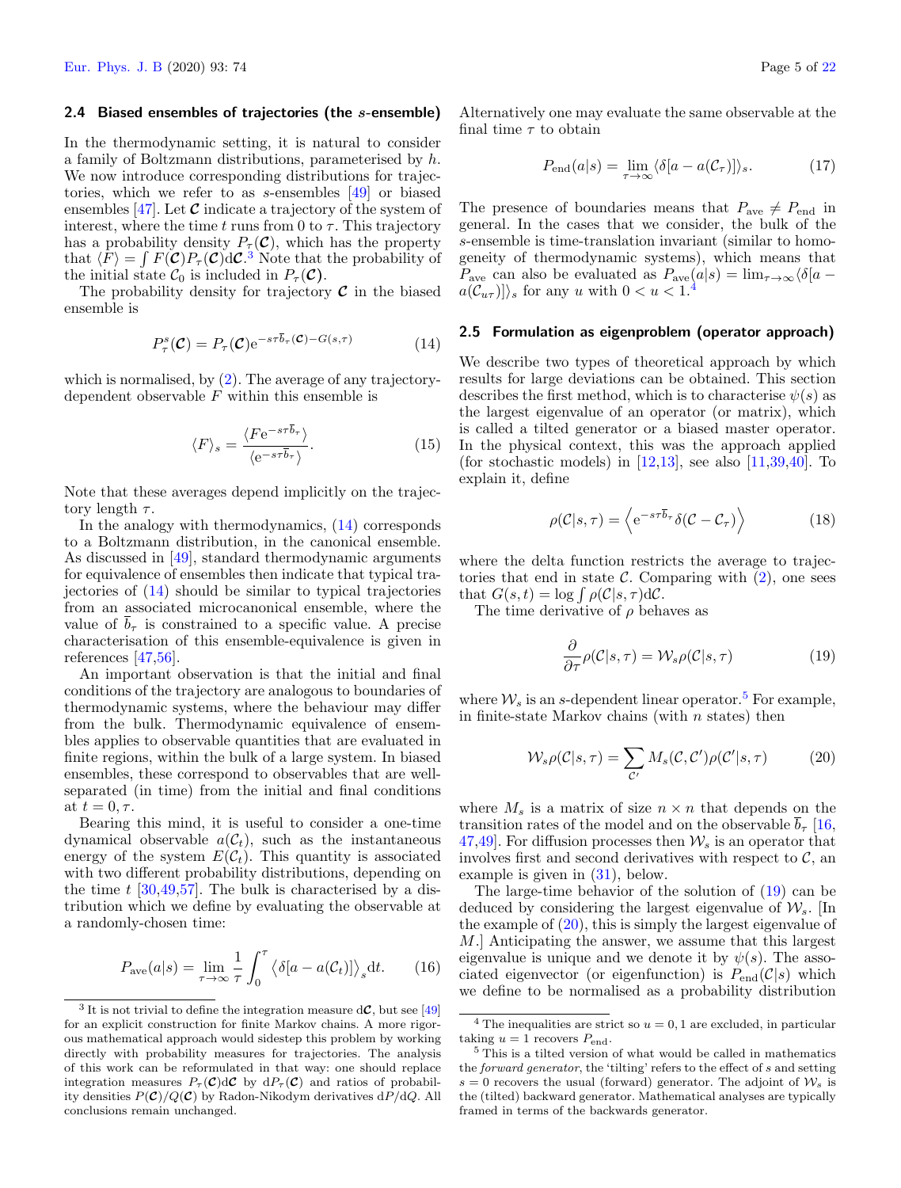### 2.4 Biased ensembles of trajectories (the $s$-ensemble)

In the thermodynamic setting, it is natural to consider a family of Boltzmann distributions, parameterised by $h$. We now introduce corresponding distributions for trajectories, which we refer to as $s$-ensembles [49] or biased ensembles [47]. Let $\boldsymbol{\mathcal{C}}$ indicate a trajectory of the system of interest, where the time $t$ runs from 0 to $\tau$. This trajectory has a probability density $P_\tau(\boldsymbol{\mathcal{C}})$, which has the property that $\langle F\rangle = \int F(\boldsymbol{\mathcal{C}})P_\tau(\boldsymbol{\mathcal{C}})\mathrm{d}\boldsymbol{\mathcal{C}}$.[3] Note that the probability of the initial state $\mathcal{C}_0$ is included in $P_\tau(\boldsymbol{\mathcal{C}})$.

The probability density for trajectory $\boldsymbol{\mathcal{C}}$ in the biased ensemble is

$$P_\tau^s(\boldsymbol{\mathcal{C}}) = P_\tau(\boldsymbol{\mathcal{C}})\mathrm{e}^{-s\tau\overline{b}_\tau(\boldsymbol{\mathcal{C}})-G(s,\tau)} \tag{14}$$

which is normalised, by (2). The average of any trajectory-dependent observable $F$ within this ensemble is

$$\langle F\rangle_s = \frac{\langle F\mathrm{e}^{-s\tau\overline{b}_\tau}\rangle}{\langle \mathrm{e}^{-s\tau\overline{b}_\tau}\rangle}. \tag{15}$$

Note that these averages depend implicitly on the trajectory length $\tau$.

In the analogy with thermodynamics, (14) corresponds to a Boltzmann distribution, in the canonical ensemble. As discussed in [49], standard thermodynamic arguments for equivalence of ensembles then indicate that typical trajectories of (14) should be similar to typical trajectories from an associated microcanonical ensemble, where the value of $\overline{b}_\tau$ is constrained to a specific value. A precise characterisation of this ensemble-equivalence is given in references [47,56].

An important observation is that the initial and final conditions of the trajectory are analogous to boundaries of thermodynamic systems, where the behaviour may differ from the bulk. Thermodynamic equivalence of ensembles applies to observable quantities that are evaluated in finite regions, within the bulk of a large system. In biased ensembles, these correspond to observables that are well-separated (in time) from the initial and final conditions at $t = 0, \tau$.

Bearing this mind, it is useful to consider a one-time dynamical observable $a(\mathcal{C}_t)$, such as the instantaneous energy of the system $E(\mathcal{C}_t)$. This quantity is associated with two different probability distributions, depending on the time $t$ [30,49,57]. The bulk is characterised by a distribution which we define by evaluating the observable at a randomly-chosen time:

$$P_{\rm ave}(a|s) = \lim_{\tau\to\infty}\frac{1}{\tau}\int_0^\tau \left\langle \delta[a-a(\mathcal{C}_t)]\right\rangle_s \mathrm{d}t. \tag{16}$$

Alternatively one may evaluate the same observable at the final time $\tau$ to obtain

$$P_{\rm end}(a|s) = \lim_{\tau\to\infty}\langle\delta[a-a(\mathcal{C}_\tau)]\rangle_s. \tag{17}$$

The presence of boundaries means that $P_{\rm ave}\neq P_{\rm end}$ in general. In the cases that we consider, the bulk of the $s$-ensemble is time-translation invariant (similar to homogeneity of thermodynamic systems), which means that $P_{\rm ave}$ can also be evaluated as $P_{\rm ave}(a|s) = \lim_{\tau\to\infty}\langle\delta[a - a(\mathcal{C}_{u\tau})]\rangle_s$ for any $u$ with $0<u<1$.[4]

### 2.5 Formulation as eigenproblem (operator approach)

We describe two types of theoretical approach by which results for large deviations can be obtained. This section describes the first method, which is to characterise $\psi(s)$ as the largest eigenvalue of an operator (or matrix), which is called a tilted generator or a biased master operator. In the physical context, this was the approach applied (for stochastic models) in [12,13], see also [11,39,40]. To explain it, define

$$\rho(\mathcal{C}|s,\tau) = \left\langle \mathrm{e}^{-s\tau\overline{b}_\tau}\delta(\mathcal{C}-\mathcal{C}_\tau)\right\rangle \tag{18}$$

where the delta function restricts the average to trajectories that end in state $\mathcal{C}$. Comparing with (2), one sees that $G(s,t) = \log\int\rho(\mathcal{C}|s,\tau)\mathrm{d}\mathcal{C}$.

The time derivative of $\rho$ behaves as

$$\frac{\partial}{\partial\tau}\rho(\mathcal{C}|s,\tau) = \mathcal{W}_s\rho(\mathcal{C}|s,\tau) \tag{19}$$

where $\mathcal{W}_s$ is an $s$-dependent linear operator.[5] For example, in finite-state Markov chains (with $n$ states) then

$$\mathcal{W}_s\rho(\mathcal{C}|s,\tau) = \sum_{\mathcal{C}'} M_s(\mathcal{C},\mathcal{C}')\rho(\mathcal{C}'|s,\tau) \tag{20}$$

where $M_s$ is a matrix of size $n\times n$ that depends on the transition rates of the model and on the observable $\overline{b}_\tau$ [16,47,49]. For diffusion processes then $\mathcal{W}_s$ is an operator that involves first and second derivatives with respect to $\mathcal{C}$, an example is given in (31), below.

The large-time behavior of the solution of (19) can be deduced by considering the largest eigenvalue of $\mathcal{W}_s$. [In the example of (20), this is simply the largest eigenvalue of $M$.] Anticipating the answer, we assume that this largest eigenvalue is unique and we denote it by $\psi(s)$. The associated eigenvector (or eigenfunction) is $P_{\rm end}(\mathcal{C}|s)$ which we define to be normalised as a probability distribution

---

[3] It is not trivial to define the integration measure $\mathrm{d}\boldsymbol{\mathcal{C}}$, but see [49] for an explicit construction for finite Markov chains. A more rigorous mathematical approach would sidestep this problem by working directly with probability measures for trajectories. The analysis of this work can be reformulated in that way: one should replace integration measures $P_\tau(\boldsymbol{\mathcal{C}})\mathrm{d}\boldsymbol{\mathcal{C}}$ by $\mathrm{d}P_\tau(\boldsymbol{\mathcal{C}})$ and ratios of probability densities $P(\boldsymbol{\mathcal{C}})/Q(\boldsymbol{\mathcal{C}})$ by Radon-Nikodym derivatives $\mathrm{d}P/\mathrm{d}Q$. All conclusions remain unchanged.

[4] The inequalities are strict so $u = 0, 1$ are excluded, in particular taking $u = 1$ recovers $P_{\rm end}$.

[5] This is a tilted version of what would be called in mathematics the *forward generator*, the 'tilting' refers to the effect of $s$ and setting $s = 0$ recovers the usual (forward) generator. The adjoint of $\mathcal{W}_s$ is the (tilted) backward generator. Mathematical analyses are typically framed in terms of the backwards generator.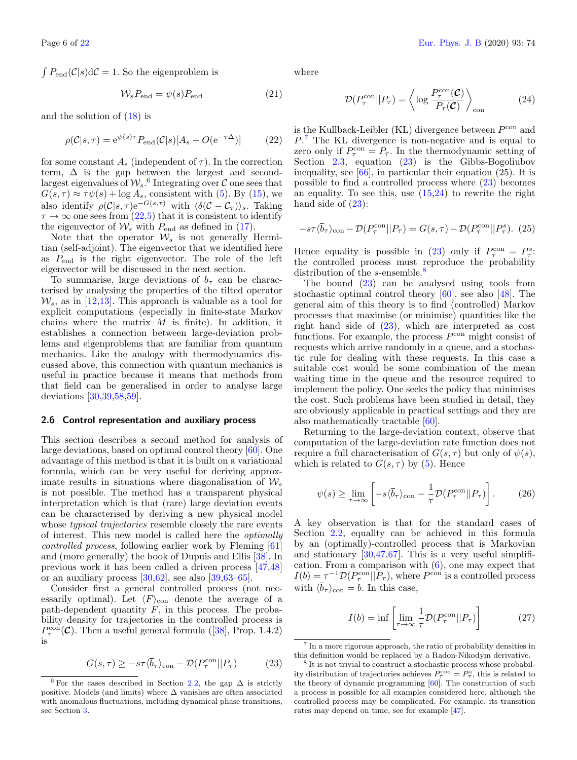$\int P_{\rm end}(\mathcal{C}|s){\rm d}\mathcal{C} = 1$. So the eigenproblem is

$$\mathcal{W}_s P_{\rm end} = \psi(s) P_{\rm end} \tag{21}$$

and the solution of (18) is

$$\rho(\mathcal{C}|s,\tau) = {\rm e}^{\psi(s)\tau} P_{\rm end}(\mathcal{C}|s)[A_s + O({\rm e}^{-\tau\Delta})] \tag{22}$$

for some constant $A_s$ (independent of $\tau$). In the correction term, $\Delta$ is the gap between the largest and second-largest eigenvalues of $\mathcal{W}_s$.[6] Integrating over $\mathcal{C}$ one sees that $G(s,\tau) \approx \tau\psi(s) + \log A_s$, consistent with (5). By (15), we also identify $\rho(\mathcal{C}|s,\tau){\rm e}^{-G(s,\tau)}$ with $\langle \delta(\mathcal{C} - \mathcal{C}_\tau)\rangle_s$. Taking $\tau \to \infty$ one sees from (22,5) that it is consistent to identify the eigenvector of $\mathcal{W}_s$ with $P_{\rm end}$ as defined in (17).

Note that the operator $\mathcal{W}_s$ is not generally Hermitian (self-adjoint). The eigenvector that we identified here as $P_{\rm end}$ is the right eigenvector. The role of the left eigenvector will be discussed in the next section.

To summarise, large deviations of $b_\tau$ can be characterised by analysing the properties of the tilted operator $\mathcal{W}_s$, as in [12,13]. This approach is valuable as a tool for explicit computations (especially in finite-state Markov chains where the matrix $M$ is finite). In addition, it establishes a connection between large-deviation problems and eigenproblems that are familiar from quantum mechanics. Like the analogy with thermodynamics discussed above, this connection with quantum mechanics is useful in practice because it means that methods from that field can be generalised in order to analyse large deviations [30,39,58,59].

### 2.6 Control representation and auxiliary process

This section describes a second method for analysis of large deviations, based on optimal control theory [60]. One advantage of this method is that it is built on a variational formula, which can be very useful for deriving approximate results in situations where diagonalisation of $\mathcal{W}_s$ is not possible. The method has a transparent physical interpretation which is that (rare) large deviation events can be characterised by deriving a new physical model whose *typical trajectories* resemble closely the rare events of interest. This new model is called here the *optimally controlled process*, following earlier work by Fleming [61] and (more generally) the book of Dupuis and Ellis [38]. In previous work it has been called a driven process [47,48] or an auxiliary process [30,62], see also [39,63–65].

Consider first a general controlled process (not necessarily optimal). Let $\langle F\rangle_{\rm con}$ denote the average of a path-dependent quantity $F$, in this process. The probability density for trajectories in the controlled process is $P^{\rm con}_\tau(\boldsymbol{\mathcal{C}})$. Then a useful general formula ([38], Prop. 1.4.2) is

$$G(s,\tau) \geq -s\tau\langle \overline{b}_\tau\rangle_{\rm con} - \mathcal{D}(P^{\rm con}_\tau||P_\tau) \tag{23}$$

where

$$\mathcal{D}(P^{\rm con}_\tau||P_\tau) = \left\langle \log\frac{P^{\rm con}_\tau(\boldsymbol{\mathcal{C}})}{P_\tau(\boldsymbol{\mathcal{C}})}\right\rangle_{\rm con} \tag{24}$$

is the Kullback-Leibler (KL) divergence between $P^{\rm con}$ and $P$.[7] The KL divergence is non-negative and is equal to zero only if $P^{\rm con}_\tau = P_\tau$. In the thermodynamic setting of Section 2.3, equation (23) is the Gibbs-Bogoliubov inequality, see [66], in particular their equation (25). It is possible to find a controlled process where (23) becomes an equality. To see this, use (15,24) to rewrite the right hand side of (23):

$$-s\tau\langle \overline{b}_\tau\rangle_{\rm con} - \mathcal{D}(P^{\rm con}_\tau||P_\tau) = G(s,\tau) - \mathcal{D}(P^{\rm con}_\tau||P^s_\tau). \tag{25}$$

Hence equality is possible in (23) only if $P^{\rm con}_\tau = P^s_\tau$: the controlled process must reproduce the probability distribution of the $s$-ensemble.[8]

The bound (23) can be analysed using tools from stochastic optimal control theory [60], see also [48]. The general aim of this theory is to find (controlled) Markov processes that maximise (or minimise) quantities like the right hand side of (23), which are interpreted as cost functions. For example, the process $P^{\rm con}$ might consist of requests which arrive randomly in a queue, and a stochastic rule for dealing with these requests. In this case a suitable cost would be some combination of the mean waiting time in the queue and the resource required to implement the policy. One seeks the policy that minimises the cost. Such problems have been studied in detail, they are obviously applicable in practical settings and they are also mathematically tractable [60].

Returning to the large-deviation context, observe that computation of the large-deviation rate function does not require a full characterisation of $G(s,\tau)$ but only of $\psi(s)$, which is related to $G(s,\tau)$ by (5). Hence

$$\psi(s) \geq \lim_{\tau\to\infty}\left[-s\langle \overline{b}_\tau\rangle_{\rm con} - \frac{1}{\tau}\mathcal{D}(P^{\rm con}_\tau||P_\tau)\right]. \tag{26}$$

A key observation is that for the standard cases of Section 2.2, equality can be achieved in this formula by an (optimally)-controlled process that is Markovian and stationary [30,47,67]. This is a very useful simplification. From a comparison with (6), one may expect that $I(b) = \tau^{-1}\mathcal{D}(P^{\rm con}_\tau||P_\tau)$, where $P^{\rm con}$ is a controlled process with $\langle \overline{b}_\tau\rangle_{\rm con} = b$. In this case,

$$I(b) = \inf\left[\lim_{\tau\to\infty}\frac{1}{\tau}\mathcal{D}(P^{\rm con}_\tau||P_\tau)\right] \tag{27}$$

---

[6] For the cases described in Section 2.2, the gap $\Delta$ is strictly positive. Models (and limits) where $\Delta$ vanishes are often associated with anomalous fluctuations, including dynamical phase transitions, see Section 3.

[7] In a more rigorous approach, the ratio of probability densities in this definition would be replaced by a Radon-Nikodym derivative.

[8] It is not trivial to construct a stochastic process whose probability distribution of trajectories achieves $P^{\rm con}_\tau = P^s_\tau$, this is related to the theory of dynamic programming [60]. The construction of such a process is possible for all examples considered here, although the controlled process may be complicated. For example, its transition rates may depend on time, see for example [47].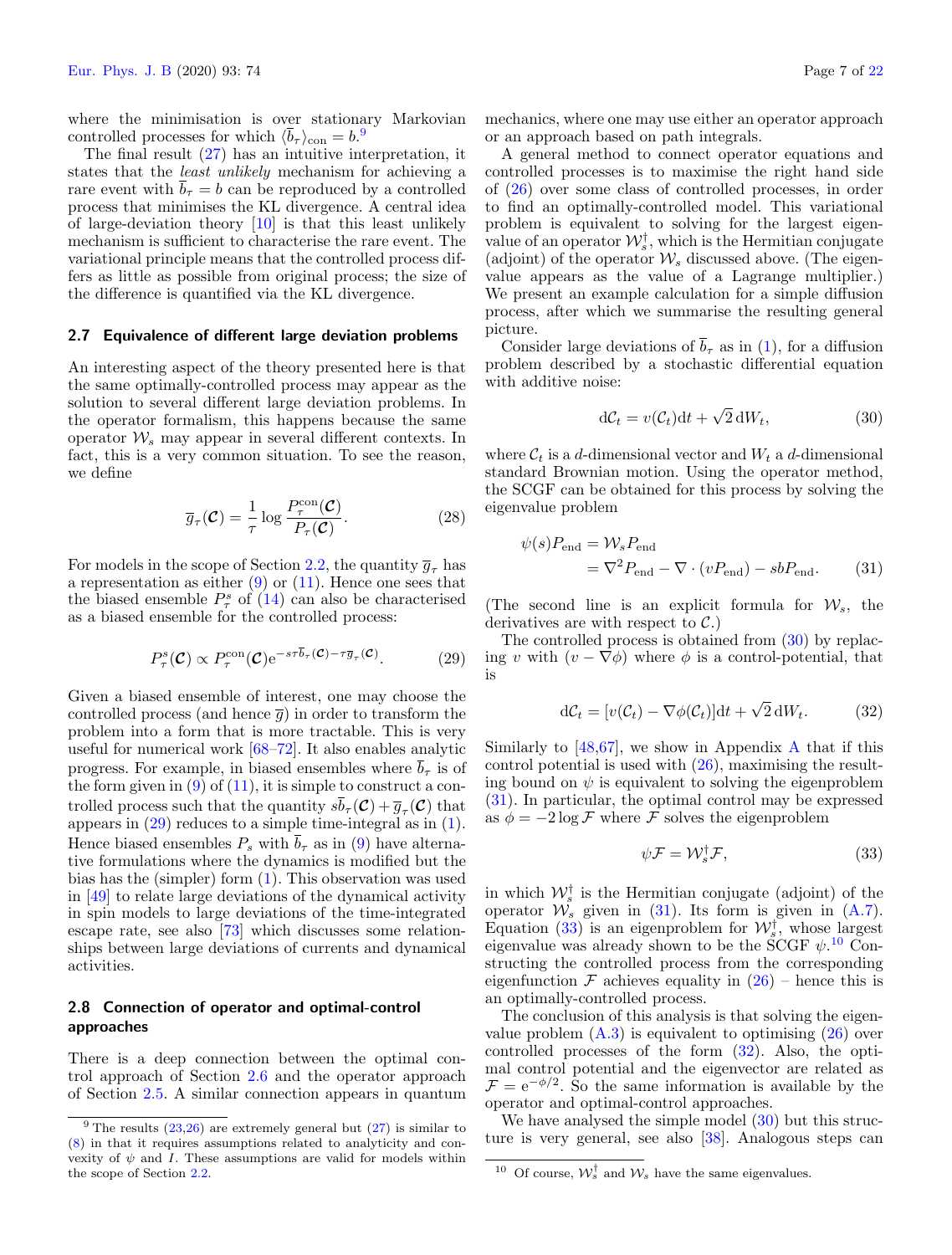where the minimisation is over stationary Markovian controlled processes for which $\langle \overline{b}_\tau \rangle_{\rm con} = b$.[9]

The final result (27) has an intuitive interpretation, it states that the *least unlikely* mechanism for achieving a rare event with $\overline{b}_\tau = b$ can be reproduced by a controlled process that minimises the KL divergence. A central idea of large-deviation theory [10] is that this least unlikely mechanism is sufficient to characterise the rare event. The variational principle means that the controlled process differs as little as possible from original process; the size of the difference is quantified via the KL divergence.

### 2.7 Equivalence of different large deviation problems

An interesting aspect of the theory presented here is that the same optimally-controlled process may appear as the solution to several different large deviation problems. In the operator formalism, this happens because the same operator $\mathcal{W}_s$ may appear in several different contexts. In fact, this is a very common situation. To see the reason, we define

$$\overline{g}_\tau(\mathcal{C}) = \frac{1}{\tau} \log \frac{P_\tau^{\rm con}(\mathcal{C})}{P_\tau(\mathcal{C})}. \tag{28}$$

For models in the scope of Section 2.2, the quantity $\overline{g}_\tau$ has a representation as either (9) or (11). Hence one sees that the biased ensemble $P_\tau^s$ of (14) can also be characterised as a biased ensemble for the controlled process:

$$P_\tau^s(\mathcal{C}) \propto P_\tau^{\rm con}(\mathcal{C}) {\rm e}^{-s\tau\overline{b}_\tau(\mathcal{C}) - \tau\overline{g}_\tau(\mathcal{C})}. \tag{29}$$

Given a biased ensemble of interest, one may choose the controlled process (and hence $\overline{g}$) in order to transform the problem into a form that is more tractable. This is very useful for numerical work [68–72]. It also enables analytic progress. For example, in biased ensembles where $\overline{b}_\tau$ is of the form given in (9) of (11), it is simple to construct a controlled process such that the quantity $s\overline{b}_\tau(\mathcal{C}) + \overline{g}_\tau(\mathcal{C})$ that appears in (29) reduces to a simple time-integral as in (1). Hence biased ensembles $P_s$ with $\overline{b}_\tau$ as in (9) have alternative formulations where the dynamics is modified but the bias has the (simpler) form (1). This observation was used in [49] to relate large deviations of the dynamical activity in spin models to large deviations of the time-integrated escape rate, see also [73] which discusses some relationships between large deviations of currents and dynamical activities.

### 2.8 Connection of operator and optimal-control approaches

There is a deep connection between the optimal control approach of Section 2.6 and the operator approach of Section 2.5. A similar connection appears in quantum mechanics, where one may use either an operator approach or an approach based on path integrals.

A general method to connect operator equations and controlled processes is to maximise the right hand side of (26) over some class of controlled processes, in order to find an optimally-controlled model. This variational problem is equivalent to solving for the largest eigenvalue of an operator $\mathcal{W}_s^\dagger$, which is the Hermitian conjugate (adjoint) of the operator $\mathcal{W}_s$ discussed above. (The eigenvalue appears as the value of a Lagrange multiplier.) We present an example calculation for a simple diffusion process, after which we summarise the resulting general picture.

Consider large deviations of $\overline{b}_\tau$ as in (1), for a diffusion problem described by a stochastic differential equation with additive noise:

$$\mathrm{d}\mathcal{C}_t = v(\mathcal{C}_t)\mathrm{d}t + \sqrt{2}\,\mathrm{d}W_t, \tag{30}$$

where $\mathcal{C}_t$ is a $d$-dimensional vector and $W_t$ a $d$-dimensional standard Brownian motion. Using the operator method, the SCGF can be obtained for this process by solving the eigenvalue problem

$$\begin{aligned}\psi(s)P_{\rm end} &= \mathcal{W}_s P_{\rm end} \\ &= \nabla^2 P_{\rm end} - \nabla\cdot(vP_{\rm end}) - sbP_{\rm end}.\end{aligned} \tag{31}$$

(The second line is an explicit formula for $\mathcal{W}_s$, the derivatives are with respect to $\mathcal{C}$.)

The controlled process is obtained from (30) by replacing $v$ with $(v - \nabla\phi)$ where $\phi$ is a control-potential, that is

$$\mathrm{d}\mathcal{C}_t = [v(\mathcal{C}_t) - \nabla\phi(\mathcal{C}_t)]\mathrm{d}t + \sqrt{2}\,\mathrm{d}W_t. \tag{32}$$

Similarly to [48,67], we show in Appendix A that if this control potential is used with (26), maximising the resulting bound on $\psi$ is equivalent to solving the eigenproblem (31). In particular, the optimal control may be expressed as $\phi = -2\log\mathcal{F}$ where $\mathcal{F}$ solves the eigenproblem

$$\psi\mathcal{F} = \mathcal{W}_s^\dagger\mathcal{F}, \tag{33}$$

in which $\mathcal{W}_s^\dagger$ is the Hermitian conjugate (adjoint) of the operator $\mathcal{W}_s$ given in (31). Its form is given in (A.7). Equation (33) is an eigenproblem for $\mathcal{W}_s^\dagger$, whose largest eigenvalue was already shown to be the SCGF $\psi$.[10] Constructing the controlled process from the corresponding eigenfunction $\mathcal{F}$ achieves equality in (26) – hence this is an optimally-controlled process.

The conclusion of this analysis is that solving the eigenvalue problem (A.3) is equivalent to optimising (26) over controlled processes of the form (32). Also, the optimal control potential and the eigenvector are related as $\mathcal{F} = {\rm e}^{-\phi/2}$. So the same information is available by the operator and optimal-control approaches.

We have analysed the simple model (30) but this structure is very general, see also [38]. Analogous steps can

[9] The results (23,26) are extremely general but (27) is similar to (8) in that it requires assumptions related to analyticity and convexity of $\psi$ and $I$. These assumptions are valid for models within the scope of Section 2.2.

[10] Of course, $\mathcal{W}_s^\dagger$ and $\mathcal{W}_s$ have the same eigenvalues.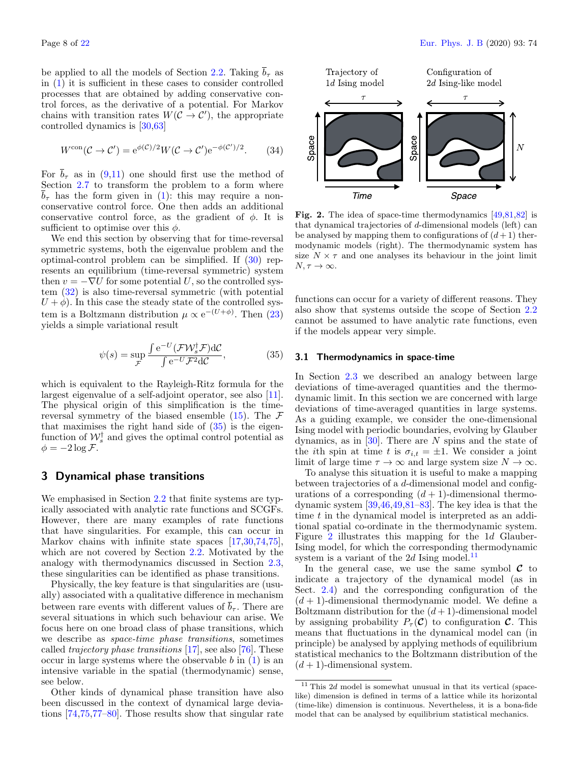be applied to all the models of Section 2.2. Taking $\overline{b}_\tau$ as in (1) it is sufficient in these cases to consider controlled processes that are obtained by adding conservative control forces, as the derivative of a potential. For Markov chains with transition rates $W(\mathcal{C} \to \mathcal{C}')$, the appropriate controlled dynamics is [30,63]

$$W^{\text{con}}(\mathcal{C} \to \mathcal{C}') = \mathrm{e}^{\phi(\mathcal{C})/2} W(\mathcal{C} \to \mathcal{C}') \mathrm{e}^{-\phi(\mathcal{C}')/2}. \tag{34}$$

For $\overline{b}_\tau$ as in (9,11) one should first use the method of Section 2.7 to transform the problem to a form where $\overline{b}_\tau$ has the form given in (1): this may require a non-conservative control force. One then adds an additional conservative control force, as the gradient of $\phi$. It is sufficient to optimise over this $\phi$.

We end this section by observing that for time-reversal symmetric systems, both the eigenvalue problem and the optimal-control problem can be simplified. If (30) represents an equilibrium (time-reversal symmetric) system then $v = -\nabla U$ for some potential $U$, so the controlled system (32) is also time-reversal symmetric (with potential $U + \phi$). In this case the steady state of the controlled system is a Boltzmann distribution $\mu \propto \mathrm{e}^{-(U+\phi)}$. Then (23) yields a simple variational result

$$\psi(s) = \sup_{\mathcal{F}} \frac{\int \mathrm{e}^{-U} (\mathcal{F} \mathcal{W}_s^\dagger \mathcal{F}) \mathrm{d}\mathcal{C}}{\int \mathrm{e}^{-U} \mathcal{F}^2 \mathrm{d}\mathcal{C}}, \tag{35}$$

which is equivalent to the Rayleigh-Ritz formula for the largest eigenvalue of a self-adjoint operator, see also [11]. The physical origin of this simplification is the time-reversal symmetry of the biased ensemble (15). The $\mathcal{F}$ that maximises the right hand side of (35) is the eigenfunction of $\mathcal{W}_s^\dagger$ and gives the optimal control potential as $\phi = -2 \log \mathcal{F}$.

## 3 Dynamical phase transitions

We emphasised in Section 2.2 that finite systems are typically associated with analytic rate functions and SCGFs. However, there are many examples of rate functions that have singularities. For example, this can occur in Markov chains with infinite state spaces [17,30,74,75], which are not covered by Section 2.2. Motivated by the analogy with thermodynamics discussed in Section 2.3, these singularities can be identified as phase transitions.

Physically, the key feature is that singularities are (usually) associated with a qualitative difference in mechanism between rare events with different values of $\overline{b}_\tau$. There are several situations in which such behaviour can arise. We focus here on one broad class of phase transitions, which we describe as *space-time phase transitions*, sometimes called *trajectory phase transitions* [17], see also [76]. These occur in large systems where the observable $b$ in (1) is an intensive variable in the spatial (thermodynamic) sense, see below.

Other kinds of dynamical phase transition have also been discussed in the context of dynamical large deviations [74,75,77–80]. Those results show that singular rate functions can occur for a variety of different reasons. They also show that systems outside the scope of Section 2.2 cannot be assumed to have analytic rate functions, even if the models appear very simple.

Fig. 2. The idea of space-time thermodynamics [49,81,82] is that dynamical trajectories of $d$-dimensional models (left) can be analysed by mapping them to configurations of $(d+1)$ thermodynamic models (right). The thermodynamic system has size $N \times \tau$ and one analyses its behaviour in the joint limit $N, \tau \to \infty$.

### 3.1 Thermodynamics in space-time

In Section 2.3 we described an analogy between large deviations of time-averaged quantities and the thermodynamic limit. In this section we are concerned with large deviations of time-averaged quantities in large systems. As a guiding example, we consider the one-dimensional Ising model with periodic boundaries, evolving by Glauber dynamics, as in [30]. There are $N$ spins and the state of the $i$th spin at time $t$ is $\sigma_{i,t} = \pm 1$. We consider a joint limit of large time $\tau \to \infty$ and large system size $N \to \infty$.

To analyse this situation it is useful to make a mapping between trajectories of a $d$-dimensional model and configurations of a corresponding $(d+1)$-dimensional thermodynamic system [39,46,49,81–83]. The key idea is that the time $t$ in the dynamical model is interpreted as an additional spatial co-ordinate in the thermodynamic system. Figure 2 illustrates this mapping for the $1d$ Glauber-Ising model, for which the corresponding thermodynamic system is a variant of the $2d$ Ising model.[11]

In the general case, we use the same symbol $\boldsymbol{\mathcal{C}}$ to indicate a trajectory of the dynamical model (as in Sect. 2.4) and the corresponding configuration of the $(d+1)$-dimensional model. We define a Boltzmann distribution for the $(d+1)$-dimensional model by assigning probability $P_\tau(\boldsymbol{\mathcal{C}})$ to configuration $\boldsymbol{\mathcal{C}}$. This means that fluctuations in the dynamical model can (in principle) be analysed by applying methods of equilibrium statistical mechanics to the Boltzmann distribution of the $(d+1)$-dimensional system.

[11] This $2d$ model is somewhat unusual in that its vertical (space-like) dimension is defined in terms of a lattice while its horizontal (time-like) dimension is continuous. Nevertheless, it is a bona-fide model that can be analysed by equilibrium statistical mechanics.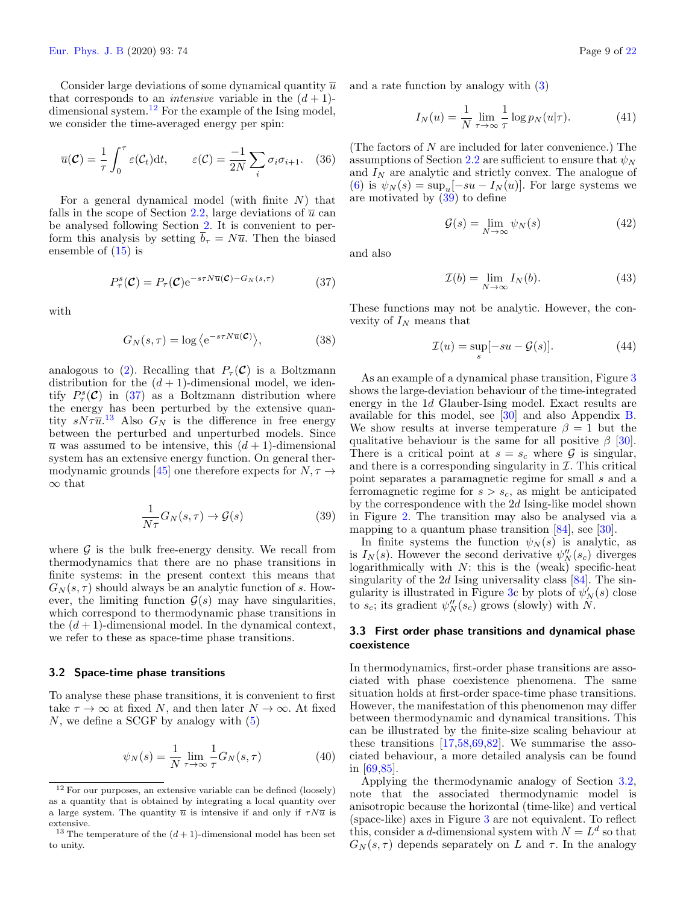Consider large deviations of some dynamical quantity $\overline{u}$ that corresponds to an *intensive* variable in the $(d+1)$-dimensional system.[12] For the example of the Ising model, we consider the time-averaged energy per spin:

$$\overline{u}(\mathcal{C}) = \frac{1}{\tau}\int_0^\tau \varepsilon(\mathcal{C}_t)\mathrm{d}t, \qquad \varepsilon(\mathcal{C}) = \frac{-1}{2N}\sum_i \sigma_i\sigma_{i+1}. \quad (36)$$

For a general dynamical model (with finite $N$) that falls in the scope of Section 2.2, large deviations of $\overline{u}$ can be analysed following Section 2. It is convenient to perform this analysis by setting $\overline{b}_\tau = N\overline{u}$. Then the biased ensemble of (15) is

$$P^s_\tau(\mathcal{C}) = P_\tau(\mathcal{C})\mathrm{e}^{-s\tau N\overline{u}(\mathcal{C}) - G_N(s,\tau)} \quad (37)$$

with

$$G_N(s,\tau) = \log\left\langle \mathrm{e}^{-s\tau N\overline{u}(\mathcal{C})}\right\rangle, \quad (38)$$

analogous to (2). Recalling that $P_\tau(\mathcal{C})$ is a Boltzmann distribution for the $(d+1)$-dimensional model, we identify $P^s_\tau(\mathcal{C})$ in (37) as a Boltzmann distribution where the energy has been perturbed by the extensive quantity $sN\tau\overline{u}$.[13] Also $G_N$ is the difference in free energy between the perturbed and unperturbed models. Since $\overline{u}$ was assumed to be intensive, this $(d+1)$-dimensional system has an extensive energy function. On general thermodynamic grounds [45] one therefore expects for $N,\tau\to\infty$ that

$$\frac{1}{N\tau}G_N(s,\tau) \to \mathcal{G}(s) \quad (39)$$

where $\mathcal{G}$ is the bulk free-energy density. We recall from thermodynamics that there are no phase transitions in finite systems: in the present context this means that $G_N(s,\tau)$ should always be an analytic function of $s$. However, the limiting function $\mathcal{G}(s)$ may have singularities, which correspond to thermodynamic phase transitions in the $(d+1)$-dimensional model. In the dynamical context, we refer to these as space-time phase transitions.

### 3.2 Space-time phase transitions

To analyse these phase transitions, it is convenient to first take $\tau\to\infty$ at fixed $N$, and then later $N\to\infty$. At fixed $N$, we define a SCGF by analogy with (5)

$$\psi_N(s) = \frac{1}{N}\lim_{\tau\to\infty}\frac{1}{\tau}G_N(s,\tau) \quad (40)$$

and a rate function by analogy with (3)

$$I_N(u) = \frac{1}{N}\lim_{\tau\to\infty}\frac{1}{\tau}\log p_N(u|\tau). \quad (41)$$

(The factors of $N$ are included for later convenience.) The assumptions of Section 2.2 are sufficient to ensure that $\psi_N$ and $I_N$ are analytic and strictly convex. The analogue of (6) is $\psi_N(s) = \sup_u[-su - I_N(u)]$. For large systems we are motivated by (39) to define

$$\mathcal{G}(s) = \lim_{N\to\infty}\psi_N(s) \quad (42)$$

and also

$$\mathcal{I}(b) = \lim_{N\to\infty} I_N(b). \quad (43)$$

These functions may not be analytic. However, the convexity of $I_N$ means that

$$\mathcal{I}(u) = \sup_s[-su - \mathcal{G}(s)]. \quad (44)$$

As an example of a dynamical phase transition, Figure 3 shows the large-deviation behaviour of the time-integrated energy in the 1$d$ Glauber-Ising model. Exact results are available for this model, see [30] and also Appendix B. We show results at inverse temperature $\beta = 1$ but the qualitative behaviour is the same for all positive $\beta$ [30]. There is a critical point at $s = s_c$ where $\mathcal{G}$ is singular, and there is a corresponding singularity in $\mathcal{I}$. This critical point separates a paramagnetic regime for small $s$ and a ferromagnetic regime for $s > s_c$, as might be anticipated by the correspondence with the 2$d$ Ising-like model shown in Figure 2. The transition may also be analysed via a mapping to a quantum phase transition [84], see [30].

In finite systems the function $\psi_N(s)$ is analytic, as is $I_N(s)$. However the second derivative $\psi''_N(s_c)$ diverges logarithmically with $N$: this is the (weak) specific-heat singularity of the 2$d$ Ising universality class [84]. The singularity is illustrated in Figure 3c by plots of $\psi'_N(s)$ close to $s_c$; its gradient $\psi''_N(s_c)$ grows (slowly) with $N$.

### 3.3 First order phase transitions and dynamical phase coexistence

In thermodynamics, first-order phase transitions are associated with phase coexistence phenomena. The same situation holds at first-order space-time phase transitions. However, the manifestation of this phenomenon may differ between thermodynamic and dynamical transitions. This can be illustrated by the finite-size scaling behaviour at these transitions [17,58,69,82]. We summarise the associated behaviour, a more detailed analysis can be found in [69,85].

Applying the thermodynamic analogy of Section 3.2, note that the associated thermodynamic model is anisotropic because the horizontal (time-like) and vertical (space-like) axes in Figure 3 are not equivalent. To reflect this, consider a $d$-dimensional system with $N = L^d$ so that $G_N(s,\tau)$ depends separately on $L$ and $\tau$. In the analogy

---

[12] For our purposes, an extensive variable can be defined (loosely) as a quantity that is obtained by integrating a local quantity over a large system. The quantity $\overline{u}$ is intensive if and only if $\tau N\overline{u}$ is extensive.

[13] The temperature of the $(d+1)$-dimensional model has been set to unity.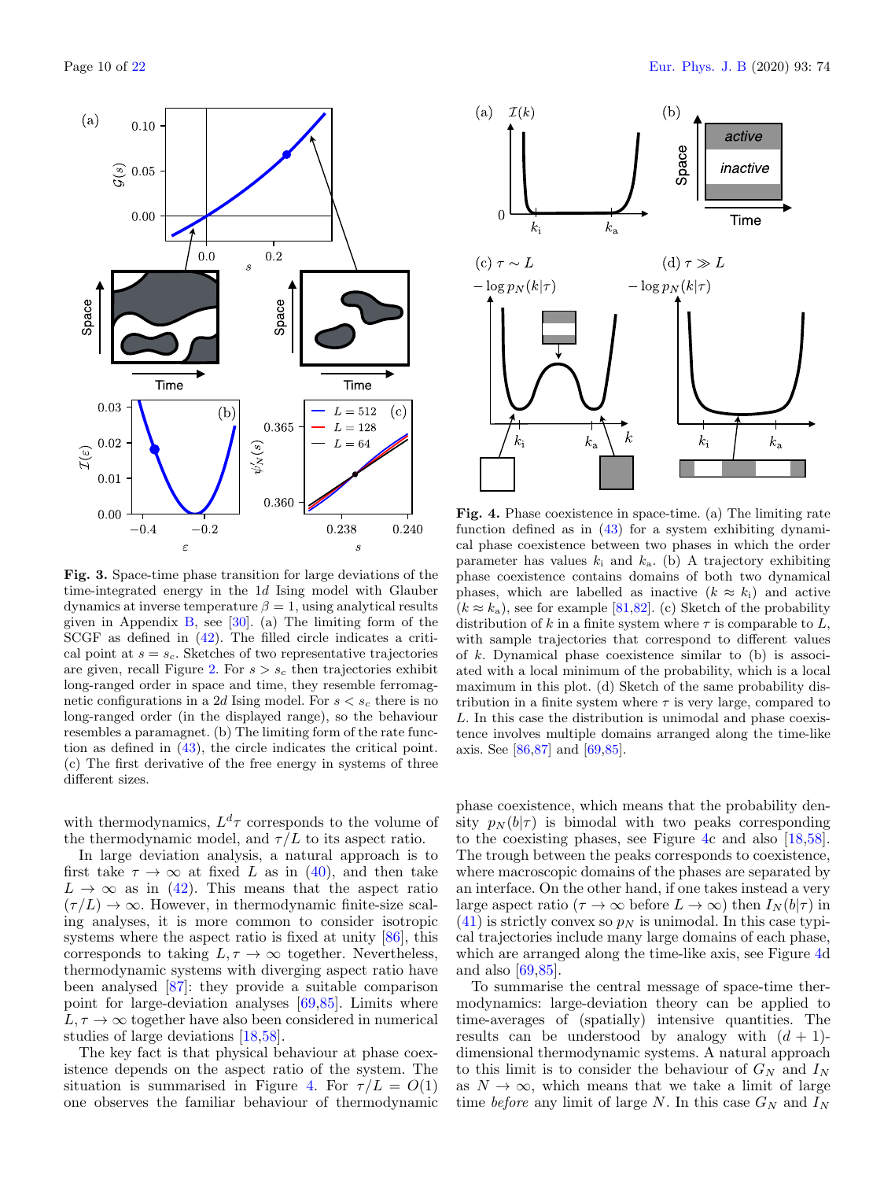**Fig. 3.** Space-time phase transition for large deviations of the time-integrated energy in the 1$d$ Ising model with Glauber dynamics at inverse temperature $\beta = 1$, using analytical results given in Appendix B, see [30]. (a) The limiting form of the SCGF as defined in (42). The filled circle indicates a critical point at $s = s_c$. Sketches of two representative trajectories are given, recall Figure 2. For $s > s_c$ then trajectories exhibit long-ranged order in space and time, they resemble ferromagnetic configurations in a 2$d$ Ising model. For $s < s_c$ there is no long-ranged order (in the displayed range), so the behaviour resembles a paramagnet. (b) The limiting form of the rate function as defined in (43), the circle indicates the critical point. (c) The first derivative of the free energy in systems of three different sizes.

**Fig. 4.** Phase coexistence in space-time. (a) The limiting rate function defined as in (43) for a system exhibiting dynamical phase coexistence between two phases in which the order parameter has values $k_\mathrm{i}$ and $k_\mathrm{a}$. (b) A trajectory exhibiting phase coexistence contains domains of both two dynamical phases, which are labelled as inactive ($k \approx k_\mathrm{i}$) and active ($k \approx k_\mathrm{a}$), see for example [81,82]. (c) Sketch of the probability distribution of $k$ in a finite system where $\tau$ is comparable to $L$, with sample trajectories that correspond to different values of $k$. Dynamical phase coexistence similar to (b) is associated with a local minimum of the probability, which is a local maximum in this plot. (d) Sketch of the same probability distribution in a finite system where $\tau$ is very large, compared to $L$. In this case the distribution is unimodal and phase coexistence involves multiple domains arranged along the time-like axis. See [86,87] and [69,85].

with thermodynamics, $L^d\tau$ corresponds to the volume of the thermodynamic model, and $\tau/L$ to its aspect ratio.

In large deviation analysis, a natural approach is to first take $\tau \to \infty$ at fixed $L$ as in (40), and then take $L \to \infty$ as in (42). This means that the aspect ratio $(\tau/L) \to \infty$. However, in thermodynamic finite-size scaling analyses, it is more common to consider isotropic systems where the aspect ratio is fixed at unity [86], this corresponds to taking $L, \tau \to \infty$ together. Nevertheless, thermodynamic systems with diverging aspect ratio have been analysed [87]: they provide a suitable comparison point for large-deviation analyses [69,85]. Limits where $L, \tau \to \infty$ together have also been considered in numerical studies of large deviations [18,58].

The key fact is that physical behaviour at phase coexistence depends on the aspect ratio of the system. The situation is summarised in Figure 4. For $\tau/L = O(1)$ one observes the familiar behaviour of thermodynamic phase coexistence, which means that the probability density $p_N(b|\tau)$ is bimodal with two peaks corresponding to the coexisting phases, see Figure 4c and also [18,58]. The trough between the peaks corresponds to coexistence, where macroscopic domains of the phases are separated by an interface. On the other hand, if one takes instead a very large aspect ratio ($\tau \to \infty$ before $L \to \infty$) then $I_N(b|\tau)$ in (41) is strictly convex so $p_N$ is unimodal. In this case typical trajectories include many large domains of each phase, which are arranged along the time-like axis, see Figure 4d and also [69,85].

To summarise the central message of space-time thermodynamics: large-deviation theory can be applied to time-averages of (spatially) intensive quantities. The results can be understood by analogy with $(d+1)$-dimensional thermodynamic systems. A natural approach to this limit is to consider the behaviour of $G_N$ and $I_N$ as $N \to \infty$, which means that we take a limit of large time *before* any limit of large $N$. In this case $G_N$ and $I_N$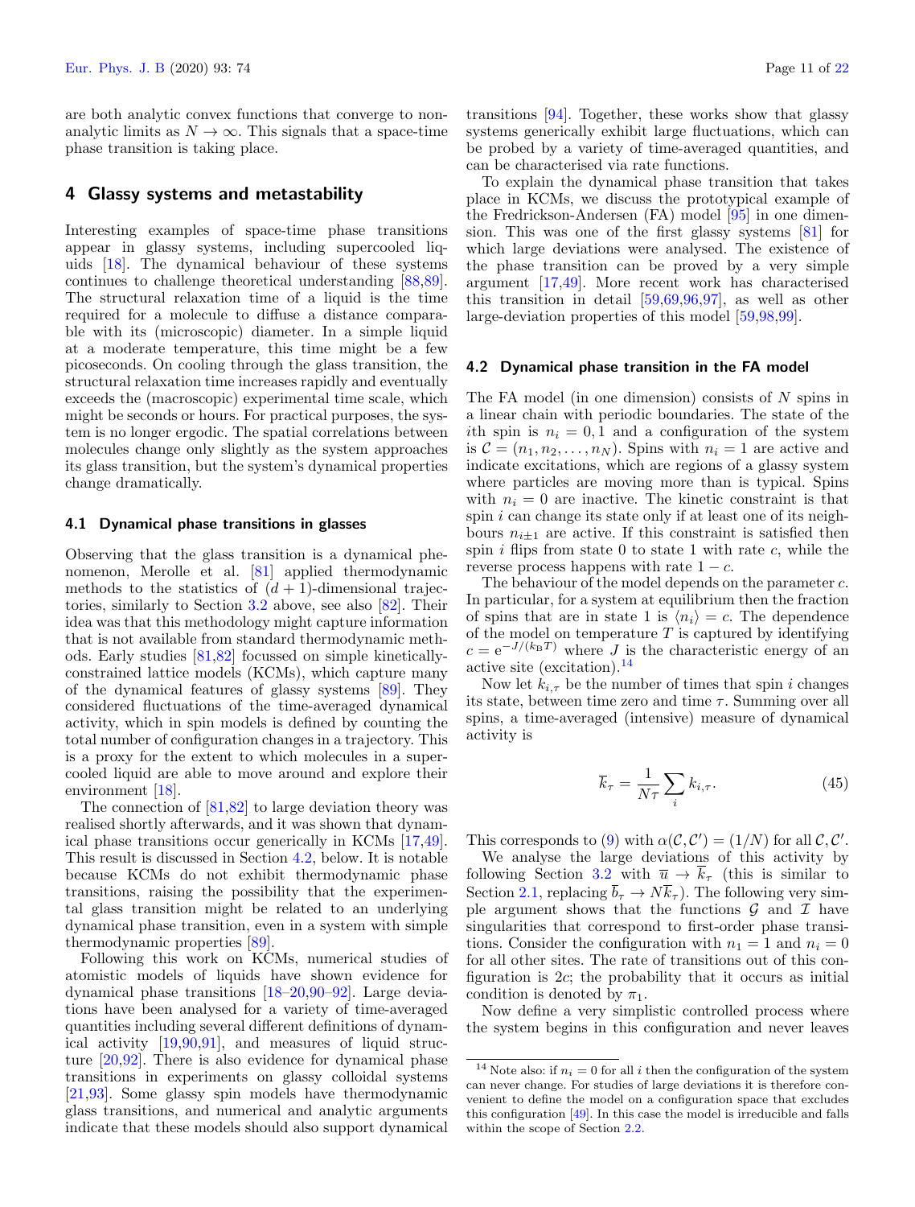are both analytic convex functions that converge to non-analytic limits as $N \to \infty$. This signals that a space-time phase transition is taking place.

## 4 Glassy systems and metastability

Interesting examples of space-time phase transitions appear in glassy systems, including supercooled liquids [18]. The dynamical behaviour of these systems continues to challenge theoretical understanding [88,89]. The structural relaxation time of a liquid is the time required for a molecule to diffuse a distance comparable with its (microscopic) diameter. In a simple liquid at a moderate temperature, this time might be a few picoseconds. On cooling through the glass transition, the structural relaxation time increases rapidly and eventually exceeds the (macroscopic) experimental time scale, which might be seconds or hours. For practical purposes, the system is no longer ergodic. The spatial correlations between molecules change only slightly as the system approaches its glass transition, but the system's dynamical properties change dramatically.

### 4.1 Dynamical phase transitions in glasses

Observing that the glass transition is a dynamical phenomenon, Merolle et al. [81] applied thermodynamic methods to the statistics of $(d+1)$-dimensional trajectories, similarly to Section 3.2 above, see also [82]. Their idea was that this methodology might capture information that is not available from standard thermodynamic methods. Early studies [81,82] focussed on simple kinetically-constrained lattice models (KCMs), which capture many of the dynamical features of glassy systems [89]. They considered fluctuations of the time-averaged dynamical activity, which in spin models is defined by counting the total number of configuration changes in a trajectory. This is a proxy for the extent to which molecules in a supercooled liquid are able to move around and explore their environment [18].

The connection of [81,82] to large deviation theory was realised shortly afterwards, and it was shown that dynamical phase transitions occur generically in KCMs [17,49]. This result is discussed in Section 4.2, below. It is notable because KCMs do not exhibit thermodynamic phase transitions, raising the possibility that the experimental glass transition might be related to an underlying dynamical phase transition, even in a system with simple thermodynamic properties [89].

Following this work on KCMs, numerical studies of atomistic models of liquids have shown evidence for dynamical phase transitions [18–20,90–92]. Large deviations have been analysed for a variety of time-averaged quantities including several different definitions of dynamical activity [19,90,91], and measures of liquid structure [20,92]. There is also evidence for dynamical phase transitions in experiments on glassy colloidal systems [21,93]. Some glassy spin models have thermodynamic glass transitions, and numerical and analytic arguments indicate that these models should also support dynamical transitions [94]. Together, these works show that glassy systems generically exhibit large fluctuations, which can be probed by a variety of time-averaged quantities, and can be characterised via rate functions.

To explain the dynamical phase transition that takes place in KCMs, we discuss the prototypical example of the Fredrickson-Andersen (FA) model [95] in one dimension. This was one of the first glassy systems [81] for which large deviations were analysed. The existence of the phase transition can be proved by a very simple argument [17,49]. More recent work has characterised this transition in detail [59,69,96,97], as well as other large-deviation properties of this model [59,98,99].

### 4.2 Dynamical phase transition in the FA model

The FA model (in one dimension) consists of $N$ spins in a linear chain with periodic boundaries. The state of the $i$th spin is $n_i = 0, 1$ and a configuration of the system is $\mathcal{C} = (n_1, n_2, \ldots, n_N)$. Spins with $n_i = 1$ are active and indicate excitations, which are regions of a glassy system where particles are moving more than is typical. Spins with $n_i = 0$ are inactive. The kinetic constraint is that spin $i$ can change its state only if at least one of its neighbours $n_{i\pm1}$ are active. If this constraint is satisfied then spin $i$ flips from state 0 to state 1 with rate $c$, while the reverse process happens with rate $1 - c$.

The behaviour of the model depends on the parameter $c$. In particular, for a system at equilibrium then the fraction of spins that are in state 1 is $\langle n_i \rangle = c$. The dependence of the model on temperature $T$ is captured by identifying $c = \mathrm{e}^{-J/(k_\mathrm{B}T)}$ where $J$ is the characteristic energy of an active site (excitation).[14]

Now let $k_{i,\tau}$ be the number of times that spin $i$ changes its state, between time zero and time $\tau$. Summing over all spins, a time-averaged (intensive) measure of dynamical activity is

$$\overline{k}_\tau = \frac{1}{N\tau} \sum_i k_{i,\tau}. \tag{45}$$

This corresponds to (9) with $\alpha(\mathcal{C}, \mathcal{C}') = (1/N)$ for all $\mathcal{C}, \mathcal{C}'$.

We analyse the large deviations of this activity by following Section 3.2 with $\overline{u} \to \overline{k}_\tau$ (this is similar to Section 2.1, replacing $\overline{b}_\tau \to N\overline{k}_\tau$). The following very simple argument shows that the functions $\mathcal{G}$ and $\mathcal{I}$ have singularities that correspond to first-order phase transitions. Consider the configuration with $n_1 = 1$ and $n_i = 0$ for all other sites. The rate of transitions out of this configuration is $2c$; the probability that it occurs as initial condition is denoted by $\pi_1$.

Now define a very simplistic controlled process where the system begins in this configuration and never leaves

[14] Note also: if $n_i = 0$ for all $i$ then the configuration of the system can never change. For studies of large deviations it is therefore convenient to define the model on a configuration space that excludes this configuration [49]. In this case the model is irreducible and falls within the scope of Section 2.2.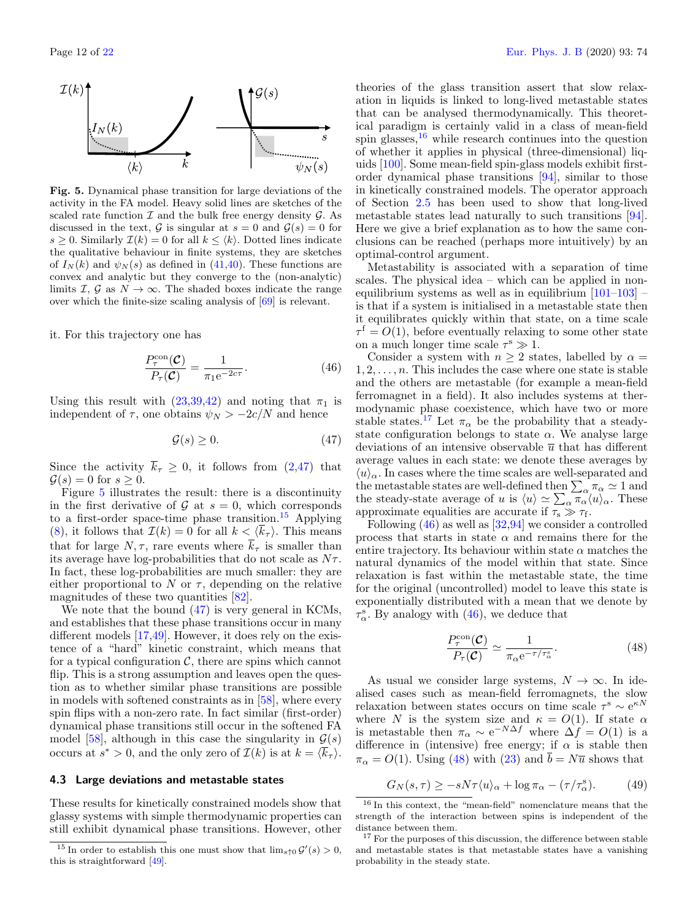**Fig. 5.** Dynamical phase transition for large deviations of the activity in the FA model. Heavy solid lines are sketches of the scaled rate function $\mathcal{I}$ and the bulk free energy density $\mathcal{G}$. As discussed in the text, $\mathcal{G}$ is singular at $s = 0$ and $\mathcal{G}(s) = 0$ for $s \geq 0$. Similarly $\mathcal{I}(k) = 0$ for all $k \leq \langle k \rangle$. Dotted lines indicate the qualitative behaviour in finite systems, they are sketches of $I_N(k)$ and $\psi_N(s)$ as defined in (41,40). These functions are convex and analytic but they converge to the (non-analytic) limits $\mathcal{I}$, $\mathcal{G}$ as $N \to \infty$. The shaded boxes indicate the range over which the finite-size scaling analysis of [69] is relevant.

it. For this trajectory one has

$$\frac{P^{\rm con}_\tau(\mathcal{C})}{P_\tau(\mathcal{C})} = \frac{1}{\pi_1 \mathrm{e}^{-2c\tau}}. \tag{46}$$

Using this result with (23,39,42) and noting that $\pi_1$ is independent of $\tau$, one obtains $\psi_N > -2c/N$ and hence

$$\mathcal{G}(s) \geq 0. \tag{47}$$

Since the activity $\overline{k}_\tau \geq 0$, it follows from (2,47) that $\mathcal{G}(s) = 0$ for $s \geq 0$.

Figure 5 illustrates the result: there is a discontinuity in the first derivative of $\mathcal{G}$ at $s = 0$, which corresponds to a first-order space-time phase transition.[15] Applying (8), it follows that $\mathcal{I}(k) = 0$ for all $k < \langle \overline{k}_\tau \rangle$. This means that for large $N, \tau$, rare events where $\overline{k}_\tau$ is smaller than its average have log-probabilities that do not scale as $N\tau$. In fact, these log-probabilities are much smaller: they are either proportional to $N$ or $\tau$, depending on the relative magnitudes of these two quantities [82].

We note that the bound (47) is very general in KCMs, and establishes that these phase transitions occur in many different models [17,49]. However, it does rely on the existence of a "hard" kinetic constraint, which means that for a typical configuration $\mathcal{C}$, there are spins which cannot flip. This is a strong assumption and leaves open the question as to whether similar phase transitions are possible in models with softened constraints as in [58], where every spin flips with a non-zero rate. In fact similar (first-order) dynamical phase transitions still occur in the softened FA model [58], although in this case the singularity in $\mathcal{G}(s)$ occurs at $s^* > 0$, and the only zero of $\mathcal{I}(k)$ is at $k = \langle \overline{k}_\tau \rangle$.

### 4.3 Large deviations and metastable states

These results for kinetically constrained models show that glassy systems with simple thermodynamic properties can still exhibit dynamical phase transitions. However, other theories of the glass transition assert that slow relaxation in liquids is linked to long-lived metastable states that can be analysed thermodynamically. This theoretical paradigm is certainly valid in a class of mean-field spin glasses,[16] while research continues into the question of whether it applies in physical (three-dimensional) liquids [100]. Some mean-field spin-glass models exhibit first-order dynamical phase transitions [94], similar to those in kinetically constrained models. The operator approach of Section 2.5 has been used to show that long-lived metastable states lead naturally to such transitions [94]. Here we give a brief explanation as to how the same conclusions can be reached (perhaps more intuitively) by an optimal-control argument.

Metastability is associated with a separation of time scales. The physical idea – which can be applied in non-equilibrium systems as well as in equilibrium [101–103] – is that if a system is initialised in a metastable state then it equilibrates quickly within that state, on a time scale $\tau^{\rm f} = O(1)$, before eventually relaxing to some other state on a much longer time scale $\tau^{\rm s} \gg 1$.

Consider a system with $n \geq 2$ states, labelled by $\alpha = 1, 2, \ldots, n$. This includes the case where one state is stable and the others are metastable (for example a mean-field ferromagnet in a field). It also includes systems at thermodynamic phase coexistence, which have two or more stable states.[17] Let $\pi_\alpha$ be the probability that a steady-state configuration belongs to state $\alpha$. We analyse large deviations of an intensive observable $\overline{u}$ that has different average values in each state: we denote these averages by $\langle u \rangle_\alpha$. In cases where the time scales are well-separated and the metastable states are well-defined then $\sum_\alpha \pi_\alpha \simeq 1$ and the steady-state average of $u$ is $\langle u \rangle \simeq \sum_\alpha \pi_\alpha \langle u \rangle_\alpha$. These approximate equalities are accurate if $\tau_{\rm s} \gg \tau_{\rm f}$.

Following (46) as well as [32,94] we consider a controlled process that starts in state $\alpha$ and remains there for the entire trajectory. Its behaviour within state $\alpha$ matches the natural dynamics of the model within that state. Since relaxation is fast within the metastable state, the time for the original (uncontrolled) model to leave this state is exponentially distributed with a mean that we denote by $\tau^{\rm s}_\alpha$. By analogy with (46), we deduce that

$$\frac{P^{\rm con}_\tau(\mathcal{C})}{P_\tau(\mathcal{C})} \simeq \frac{1}{\pi_\alpha \mathrm{e}^{-\tau/\tau^{\rm s}_\alpha}}. \tag{48}$$

As usual we consider large systems, $N \to \infty$. In idealised cases such as mean-field ferromagnets, the slow relaxation between states occurs on time scale $\tau^{\rm s} \sim \mathrm{e}^{\kappa N}$ where $N$ is the system size and $\kappa = O(1)$. If state $\alpha$ is metastable then $\pi_\alpha \sim \mathrm{e}^{-N\Delta f}$ where $\Delta f = O(1)$ is a difference in (intensive) free energy; if $\alpha$ is stable then $\pi_\alpha = O(1)$. Using (48) with (23) and $\overline{b} = N\overline{u}$ shows that

$$G_N(s, \tau) \geq -sN\tau\langle u \rangle_\alpha + \log \pi_\alpha - (\tau/\tau^{\rm s}_\alpha). \tag{49}$$

[15] In order to establish this one must show that $\lim_{s \uparrow 0} \mathcal{G}'(s) > 0$, this is straightforward [49].

[16] In this context, the "mean-field" nomenclature means that the strength of the interaction between spins is independent of the distance between them.

[17] For the purposes of this discussion, the difference between stable and metastable states is that metastable states have a vanishing probability in the steady state.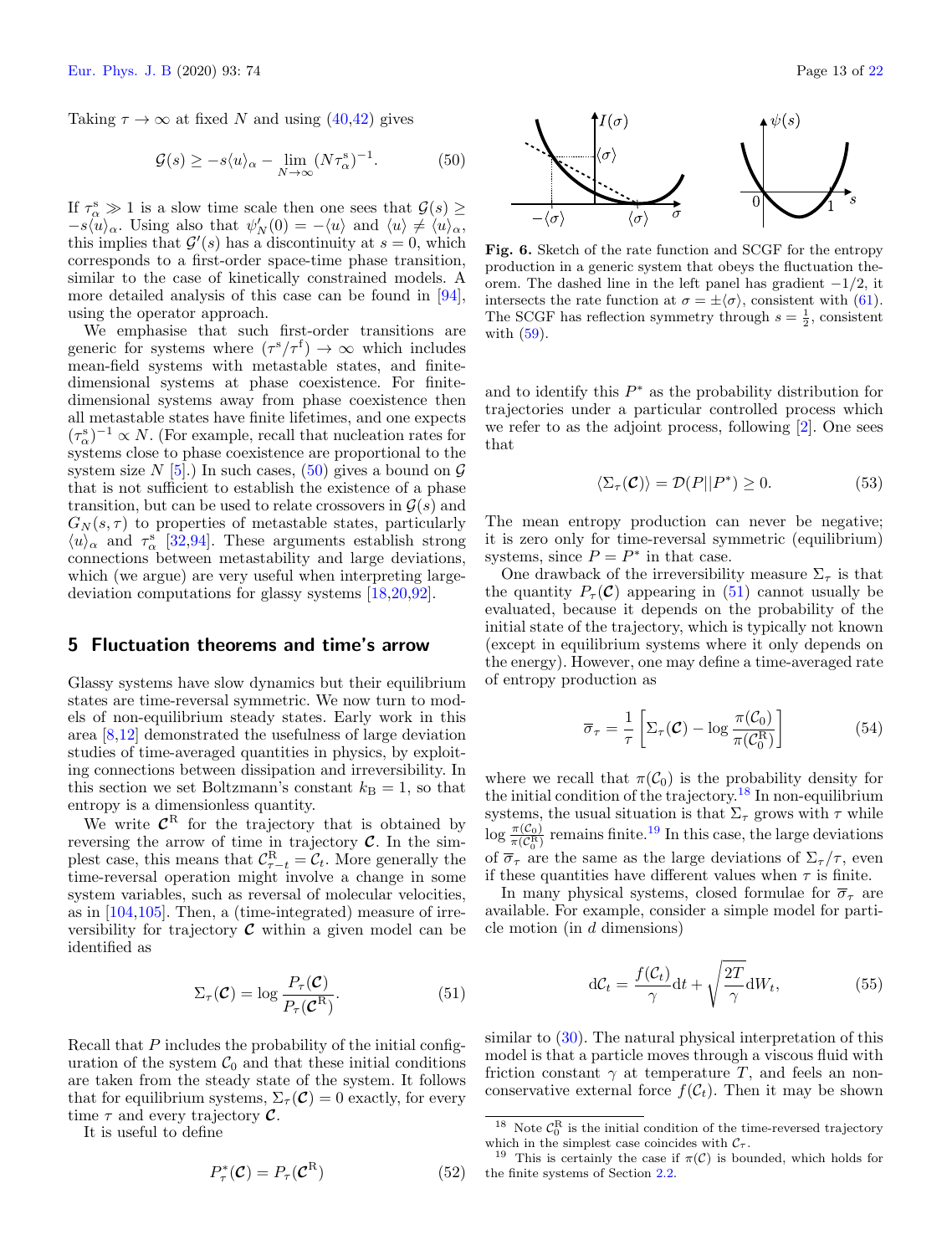Taking $\tau \to \infty$ at fixed $N$ and using (40,42) gives

$$\mathcal{G}(s) \geq -s\langle u\rangle_\alpha - \lim_{N\to\infty} (N\tau^{\rm s}_\alpha)^{-1}. \tag{50}$$

If $\tau^{\rm s}_\alpha \gg 1$ is a slow time scale then one sees that $\mathcal{G}(s) \geq -s\langle u\rangle_\alpha$. Using also that $\psi'_N(0) = -\langle u\rangle$ and $\langle u\rangle \neq \langle u\rangle_\alpha$, this implies that $\mathcal{G}'(s)$ has a discontinuity at $s = 0$, which corresponds to a first-order space-time phase transition, similar to the case of kinetically constrained models. A more detailed analysis of this case can be found in [94], using the operator approach.

We emphasise that such first-order transitions are generic for systems where $(\tau^{\rm s}/\tau^{\rm f}) \to \infty$ which includes mean-field systems with metastable states, and finite-dimensional systems at phase coexistence. For finite-dimensional systems away from phase coexistence then all metastable states have finite lifetimes, and one expects $(\tau^{\rm s}_\alpha)^{-1} \propto N$. (For example, recall that nucleation rates for systems close to phase coexistence are proportional to the system size $N$ [5].) In such cases, (50) gives a bound on $\mathcal{G}$ that is not sufficient to establish the existence of a phase transition, but can be used to relate crossovers in $\mathcal{G}(s)$ and $G_N(s,\tau)$ to properties of metastable states, particularly $\langle u\rangle_\alpha$ and $\tau^{\rm s}_\alpha$ [32,94]. These arguments establish strong connections between metastability and large deviations, which (we argue) are very useful when interpreting large-deviation computations for glassy systems [18,20,92].

## 5 Fluctuation theorems and time's arrow

Glassy systems have slow dynamics but their equilibrium states are time-reversal symmetric. We now turn to models of non-equilibrium steady states. Early work in this area [8,12] demonstrated the usefulness of large deviation studies of time-averaged quantities in physics, by exploiting connections between dissipation and irreversibility. In this section we set Boltzmann's constant $k_{\rm B} = 1$, so that entropy is a dimensionless quantity.

We write $\boldsymbol{\mathcal{C}}^{\rm R}$ for the trajectory that is obtained by reversing the arrow of time in trajectory $\boldsymbol{\mathcal{C}}$. In the simplest case, this means that $\mathcal{C}^{\rm R}_{\tau-t} = \mathcal{C}_t$. More generally the time-reversal operation might involve a change in some system variables, such as reversal of molecular velocities, as in [104,105]. Then, a (time-integrated) measure of irreversibility for trajectory $\boldsymbol{\mathcal{C}}$ within a given model can be identified as

$$\Sigma_\tau(\boldsymbol{\mathcal{C}}) = \log\frac{P_\tau(\boldsymbol{\mathcal{C}})}{P_\tau(\boldsymbol{\mathcal{C}}^{\rm R})}. \tag{51}$$

Recall that $P$ includes the probability of the initial configuration of the system $\mathcal{C}_0$ and that these initial conditions are taken from the steady state of the system. It follows that for equilibrium systems, $\Sigma_\tau(\boldsymbol{\mathcal{C}}) = 0$ exactly, for every time $\tau$ and every trajectory $\boldsymbol{\mathcal{C}}$.

It is useful to define

$$P^*_\tau(\boldsymbol{\mathcal{C}}) = P_\tau(\boldsymbol{\mathcal{C}}^{\rm R}) \tag{52}$$

**Fig. 6.** Sketch of the rate function and SCGF for the entropy production in a generic system that obeys the fluctuation theorem. The dashed line in the left panel has gradient $-1/2$, it intersects the rate function at $\sigma = \pm\langle\sigma\rangle$, consistent with (61). The SCGF has reflection symmetry through $s = \frac{1}{2}$, consistent with (59).

and to identify this $P^*$ as the probability distribution for trajectories under a particular controlled process which we refer to as the adjoint process, following [2]. One sees that

$$\langle \Sigma_\tau(\boldsymbol{\mathcal{C}})\rangle = \mathcal{D}(P||P^*) \geq 0. \tag{53}$$

The mean entropy production can never be negative; it is zero only for time-reversal symmetric (equilibrium) systems, since $P = P^*$ in that case.

One drawback of the irreversibility measure $\Sigma_\tau$ is that the quantity $P_\tau(\boldsymbol{\mathcal{C}})$ appearing in (51) cannot usually be evaluated, because it depends on the probability of the initial state of the trajectory, which is typically not known (except in equilibrium systems where it only depends on the energy). However, one may define a time-averaged rate of entropy production as

$$\overline{\sigma}_\tau = \frac{1}{\tau}\left[\Sigma_\tau(\boldsymbol{\mathcal{C}}) - \log\frac{\pi(\mathcal{C}_0)}{\pi(\mathcal{C}^{\rm R}_0)}\right] \tag{54}$$

where we recall that $\pi(\mathcal{C}_0)$ is the probability density for the initial condition of the trajectory.[18] In non-equilibrium systems, the usual situation is that $\Sigma_\tau$ grows with $\tau$ while $\log\frac{\pi(\mathcal{C}_0)}{\pi(\mathcal{C}^{\rm R}_0)}$ remains finite.[19] In this case, the large deviations of $\overline{\sigma}_\tau$ are the same as the large deviations of $\Sigma_\tau/\tau$, even if these quantities have different values when $\tau$ is finite.

In many physical systems, closed formulae for $\overline{\sigma}_\tau$ are available. For example, consider a simple model for particle motion (in $d$ dimensions)

$$\mathrm{d}\mathcal{C}_t = \frac{f(\mathcal{C}_t)}{\gamma}\mathrm{d}t + \sqrt{\frac{2T}{\gamma}}\mathrm{d}W_t, \tag{55}$$

similar to (30). The natural physical interpretation of this model is that a particle moves through a viscous fluid with friction constant $\gamma$ at temperature $T$, and feels an non-conservative external force $f(\mathcal{C}_t)$. Then it may be shown

[18] Note $\mathcal{C}^{\rm R}_0$ is the initial condition of the time-reversed trajectory which in the simplest case coincides with $\mathcal{C}_\tau$.

[19] This is certainly the case if $\pi(\mathcal{C})$ is bounded, which holds for the finite systems of Section 2.2.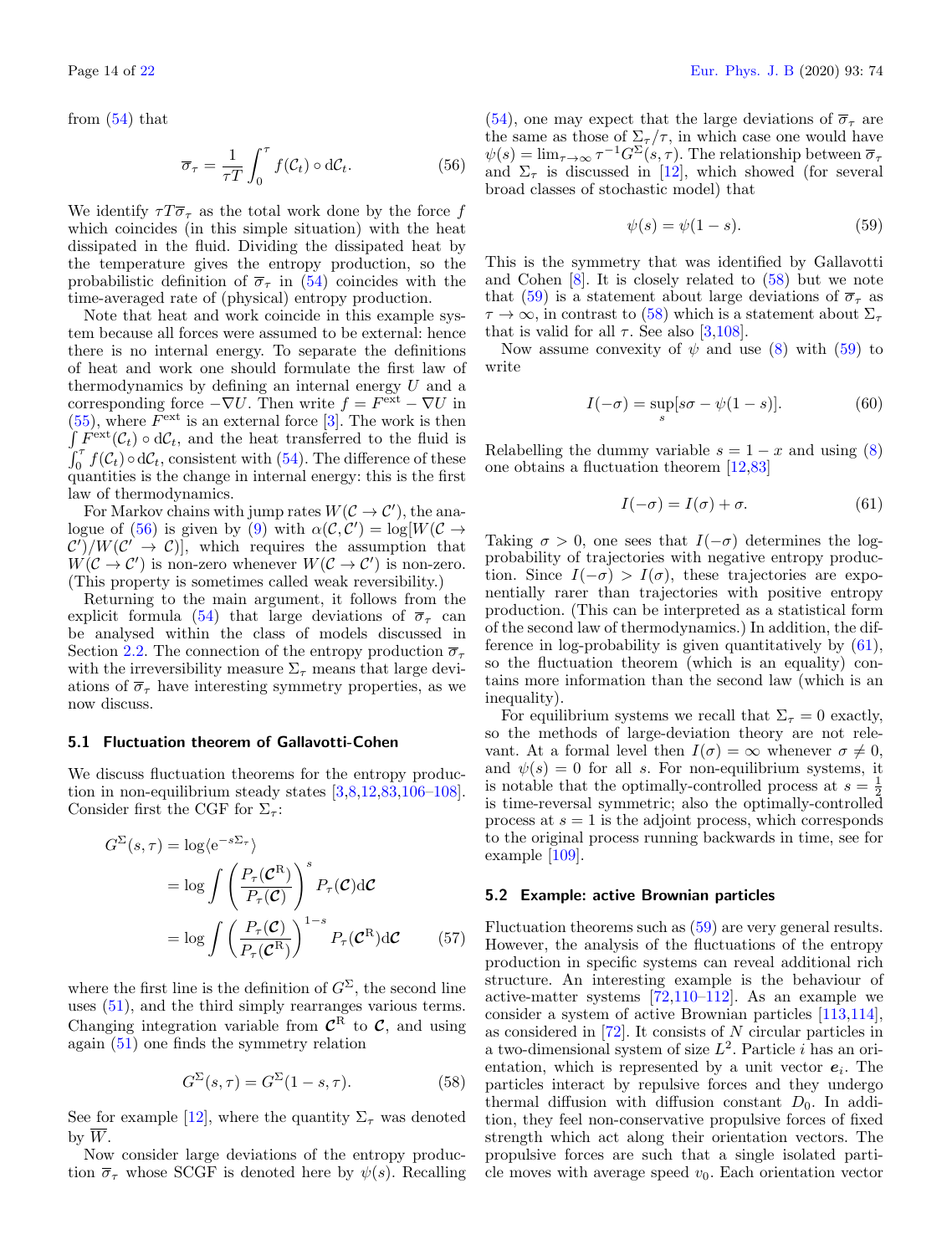from (54) that

$$\overline{\sigma}_\tau = \frac{1}{\tau T}\int_0^\tau f(\mathcal{C}_t)\circ \mathrm{d}\mathcal{C}_t. \tag{56}$$

We identify $\tau T \overline{\sigma}_\tau$ as the total work done by the force $f$ which coincides (in this simple situation) with the heat dissipated in the fluid. Dividing the dissipated heat by the temperature gives the entropy production, so the probabilistic definition of $\overline{\sigma}_\tau$ in (54) coincides with the time-averaged rate of (physical) entropy production.

Note that heat and work coincide in this example system because all forces were assumed to be external: hence there is no internal energy. To separate the definitions of heat and work one should formulate the first law of thermodynamics by defining an internal energy $U$ and a corresponding force $-\nabla U$. Then write $f = F^{\rm ext} - \nabla U$ in (55), where $F^{\rm ext}$ is an external force [3]. The work is then $\int F^{\rm ext}(\mathcal{C}_t)\circ \mathrm{d}\mathcal{C}_t$, and the heat transferred to the fluid is $\int_0^\tau f(\mathcal{C}_t)\circ \mathrm{d}\mathcal{C}_t$, consistent with (54). The difference of these quantities is the change in internal energy: this is the first law of thermodynamics.

For Markov chains with jump rates $W(\mathcal{C}\to\mathcal{C}')$, the analogue of (56) is given by (9) with $\alpha(\mathcal{C},\mathcal{C}') = \log[W(\mathcal{C}\to\mathcal{C}')/W(\mathcal{C}'\to\mathcal{C})]$, which requires the assumption that $W(\mathcal{C}\to\mathcal{C}')$ is non-zero whenever $W(\mathcal{C}\to\mathcal{C}')$ is non-zero. (This property is sometimes called weak reversibility.)

Returning to the main argument, it follows from the explicit formula (54) that large deviations of $\overline{\sigma}_\tau$ can be analysed within the class of models discussed in Section 2.2. The connection of the entropy production $\overline{\sigma}_\tau$ with the irreversibility measure $\Sigma_\tau$ means that large deviations of $\overline{\sigma}_\tau$ have interesting symmetry properties, as we now discuss.

### 5.1 Fluctuation theorem of Gallavotti-Cohen

We discuss fluctuation theorems for the entropy production in non-equilibrium steady states [3,8,12,83,106–108]. Consider first the CGF for $\Sigma_\tau$:

$$\begin{aligned} G^\Sigma(s,\tau) &= \log\langle \mathrm{e}^{-s\Sigma_\tau}\rangle \\ &= \log\int \left(\frac{P_\tau(\boldsymbol{\mathcal{C}}^{\rm R})}{P_\tau(\boldsymbol{\mathcal{C}})}\right)^s P_\tau(\boldsymbol{\mathcal{C}})\mathrm{d}\boldsymbol{\mathcal{C}} \\ &= \log\int \left(\frac{P_\tau(\boldsymbol{\mathcal{C}})}{P_\tau(\boldsymbol{\mathcal{C}}^{\rm R})}\right)^{1-s} P_\tau(\boldsymbol{\mathcal{C}}^{\rm R})\mathrm{d}\boldsymbol{\mathcal{C}} \end{aligned} \tag{57}$$

where the first line is the definition of $G^\Sigma$, the second line uses (51), and the third simply rearranges various terms. Changing integration variable from $\boldsymbol{\mathcal{C}}^{\rm R}$ to $\boldsymbol{\mathcal{C}}$, and using again (51) one finds the symmetry relation

$$G^\Sigma(s,\tau) = G^\Sigma(1-s,\tau). \tag{58}$$

See for example [12], where the quantity $\Sigma_\tau$ was denoted by $\overline{W}$.

Now consider large deviations of the entropy production $\overline{\sigma}_\tau$ whose SCGF is denoted here by $\psi(s)$. Recalling (54), one may expect that the large deviations of $\overline{\sigma}_\tau$ are the same as those of $\Sigma_\tau/\tau$, in which case one would have $\psi(s) = \lim_{\tau\to\infty}\tau^{-1}G^\Sigma(s,\tau)$. The relationship between $\overline{\sigma}_\tau$ and $\Sigma_\tau$ is discussed in [12], which showed (for several broad classes of stochastic model) that

$$\psi(s) = \psi(1-s). \tag{59}$$

This is the symmetry that was identified by Gallavotti and Cohen [8]. It is closely related to (58) but we note that (59) is a statement about large deviations of $\overline{\sigma}_\tau$ as $\tau\to\infty$, in contrast to (58) which is a statement about $\Sigma_\tau$ that is valid for all $\tau$. See also [3,108].

Now assume convexity of $\psi$ and use (8) with (59) to write

$$I(-\sigma) = \sup_s[s\sigma - \psi(1-s)]. \tag{60}$$

Relabelling the dummy variable $s = 1-x$ and using (8) one obtains a fluctuation theorem [12,83]

$$I(-\sigma) = I(\sigma) + \sigma. \tag{61}$$

Taking $\sigma > 0$, one sees that $I(-\sigma)$ determines the log-probability of trajectories with negative entropy production. Since $I(-\sigma) > I(\sigma)$, these trajectories are exponentially rarer than trajectories with positive entropy production. (This can be interpreted as a statistical form of the second law of thermodynamics.) In addition, the difference in log-probability is given quantitatively by (61), so the fluctuation theorem (which is an equality) contains more information than the second law (which is an inequality).

For equilibrium systems we recall that $\Sigma_\tau = 0$ exactly, so the methods of large-deviation theory are not relevant. At a formal level then $I(\sigma) = \infty$ whenever $\sigma \neq 0$, and $\psi(s) = 0$ for all $s$. For non-equilibrium systems, it is notable that the optimally-controlled process at $s = \frac{1}{2}$ is time-reversal symmetric; also the optimally-controlled process at $s = 1$ is the adjoint process, which corresponds to the original process running backwards in time, see for example [109].

### 5.2 Example: active Brownian particles

Fluctuation theorems such as (59) are very general results. However, the analysis of the fluctuations of the entropy production in specific systems can reveal additional rich structure. An interesting example is the behaviour of active-matter systems [72,110–112]. As an example we consider a system of active Brownian particles [113,114], as considered in [72]. It consists of $N$ circular particles in a two-dimensional system of size $L^2$. Particle $i$ has an orientation, which is represented by a unit vector $\boldsymbol{e}_i$. The particles interact by repulsive forces and they undergo thermal diffusion with diffusion constant $D_0$. In addition, they feel non-conservative propulsive forces of fixed strength which act along their orientation vectors. The propulsive forces are such that a single isolated particle moves with average speed $v_0$. Each orientation vector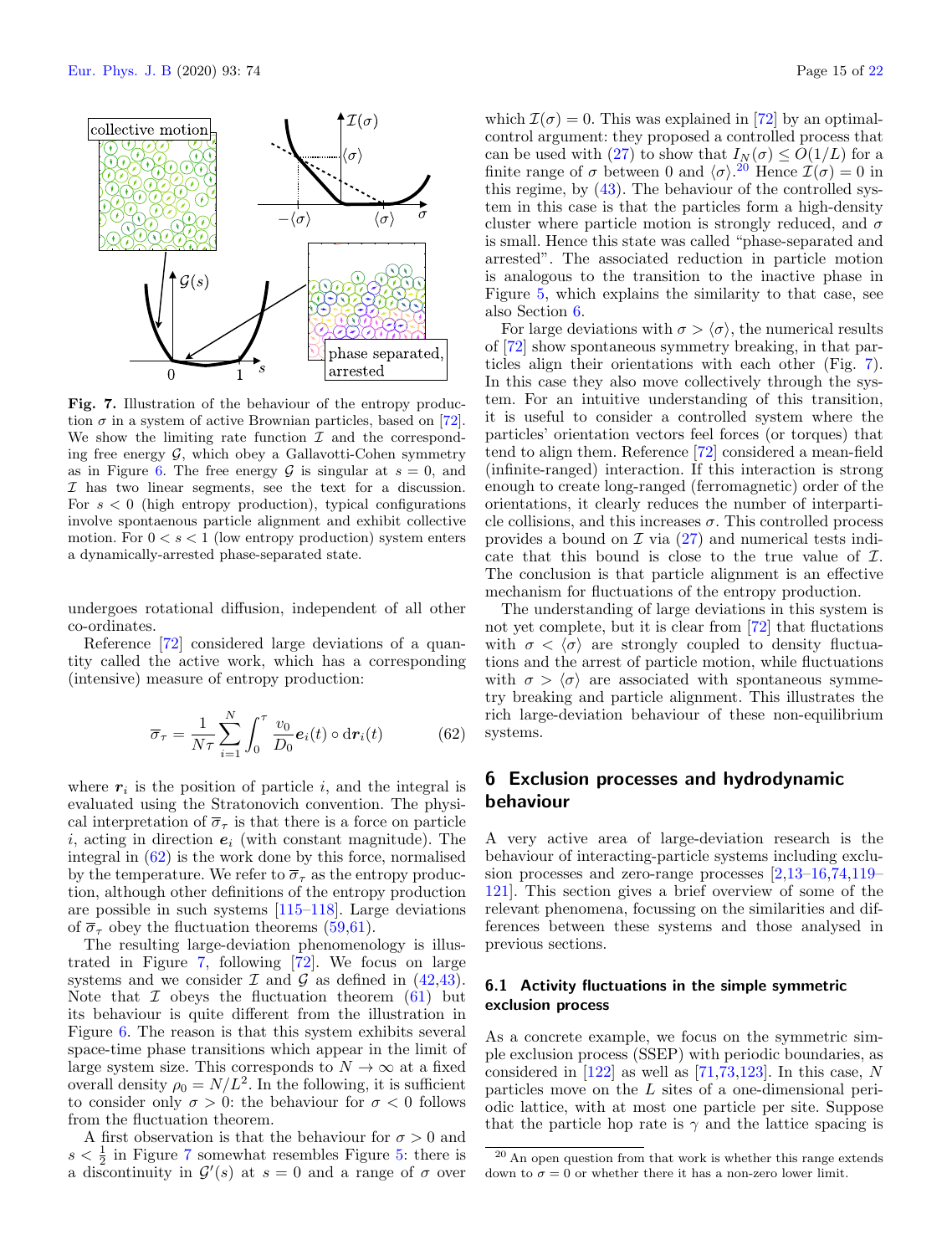Fig. 7. Illustration of the behaviour of the entropy production $\sigma$ in a system of active Brownian particles, based on [72]. We show the limiting rate function $\mathcal{I}$ and the corresponding free energy $\mathcal{G}$, which obey a Gallavotti-Cohen symmetry as in Figure 6. The free energy $\mathcal{G}$ is singular at $s = 0$, and $\mathcal{I}$ has two linear segments, see the text for a discussion. For $s < 0$ (high entropy production), typical configurations involve spontaneous particle alignment and exhibit collective motion. For $0 < s < 1$ (low entropy production) system enters a dynamically-arrested phase-separated state.

undergoes rotational diffusion, independent of all other co-ordinates.

Reference [72] considered large deviations of a quantity called the active work, which has a corresponding (intensive) measure of entropy production:

$$\overline{\sigma}_\tau = \frac{1}{N\tau}\sum_{i=1}^{N}\int_0^\tau \frac{v_0}{D_0}\boldsymbol{e}_i(t)\circ \mathrm{d}\boldsymbol{r}_i(t) \tag{62}$$

where $\boldsymbol{r}_i$ is the position of particle $i$, and the integral is evaluated using the Stratonovich convention. The physical interpretation of $\overline{\sigma}_\tau$ is that there is a force on particle $i$, acting in direction $\boldsymbol{e}_i$ (with constant magnitude). The integral in (62) is the work done by this force, normalised by the temperature. We refer to $\overline{\sigma}_\tau$ as the entropy production, although other definitions of the entropy production are possible in such systems [115–118]. Large deviations of $\overline{\sigma}_\tau$ obey the fluctuation theorems (59,61).

The resulting large-deviation phenomenology is illustrated in Figure 7, following [72]. We focus on large systems and we consider $\mathcal{I}$ and $\mathcal{G}$ as defined in (42,43). Note that $\mathcal{I}$ obeys the fluctuation theorem (61) but its behaviour is quite different from the illustration in Figure 6. The reason is that this system exhibits several space-time phase transitions which appear in the limit of large system size. This corresponds to $N \to \infty$ at a fixed overall density $\rho_0 = N/L^2$. In the following, it is sufficient to consider only $\sigma > 0$: the behaviour for $\sigma < 0$ follows from the fluctuation theorem.

A first observation is that the behaviour for $\sigma > 0$ and $s < \frac{1}{2}$ in Figure 7 somewhat resembles Figure 5: there is a discontinuity in $\mathcal{G}'(s)$ at $s = 0$ and a range of $\sigma$ over which $\mathcal{I}(\sigma) = 0$. This was explained in [72] by an optimal-control argument: they proposed a controlled process that can be used with (27) to show that $I_N(\sigma) \leq O(1/L)$ for a finite range of $\sigma$ between 0 and $\langle\sigma\rangle$.[20] Hence $\mathcal{I}(\sigma) = 0$ in this regime, by (43). The behaviour of the controlled system in this case is that the particles form a high-density cluster where particle motion is strongly reduced, and $\sigma$ is small. Hence this state was called "phase-separated and arrested". The associated reduction in particle motion is analogous to the transition to the inactive phase in Figure 5, which explains the similarity to that case, see also Section 6.

For large deviations with $\sigma > \langle\sigma\rangle$, the numerical results of [72] show spontaneous symmetry breaking, in that particles align their orientations with each other (Fig. 7). In this case they also move collectively through the system. For an intuitive understanding of this transition, it is useful to consider a controlled system where the particles' orientation vectors feel forces (or torques) that tend to align them. Reference [72] considered a mean-field (infinite-ranged) interaction. If this interaction is strong enough to create long-ranged (ferromagnetic) order of the orientations, it clearly reduces the number of interparticle collisions, and this increases $\sigma$. This controlled process provides a bound on $\mathcal{I}$ via (27) and numerical tests indicate that this bound is close to the true value of $\mathcal{I}$. The conclusion is that particle alignment is an effective mechanism for fluctuations of the entropy production.

The understanding of large deviations in this system is not yet complete, but it is clear from [72] that fluctuations with $\sigma < \langle\sigma\rangle$ are strongly coupled to density fluctuations and the arrest of particle motion, while fluctuations with $\sigma > \langle\sigma\rangle$ are associated with spontaneous symmetry breaking and particle alignment. This illustrates the rich large-deviation behaviour of these non-equilibrium systems.

## 6 Exclusion processes and hydrodynamic behaviour

A very active area of large-deviation research is the behaviour of interacting-particle systems including exclusion processes and zero-range processes [2,13–16,74,119–121]. This section gives a brief overview of some of the relevant phenomena, focussing on the similarities and differences between these systems and those analysed in previous sections.

### 6.1 Activity fluctuations in the simple symmetric exclusion process

As a concrete example, we focus on the symmetric simple exclusion process (SSEP) with periodic boundaries, as considered in [122] as well as [71,73,123]. In this case, $N$ particles move on the $L$ sites of a one-dimensional periodic lattice, with at most one particle per site. Suppose that the particle hop rate is $\gamma$ and the lattice spacing is

[20] An open question from that work is whether this range extends down to $\sigma = 0$ or whether there it has a non-zero lower limit.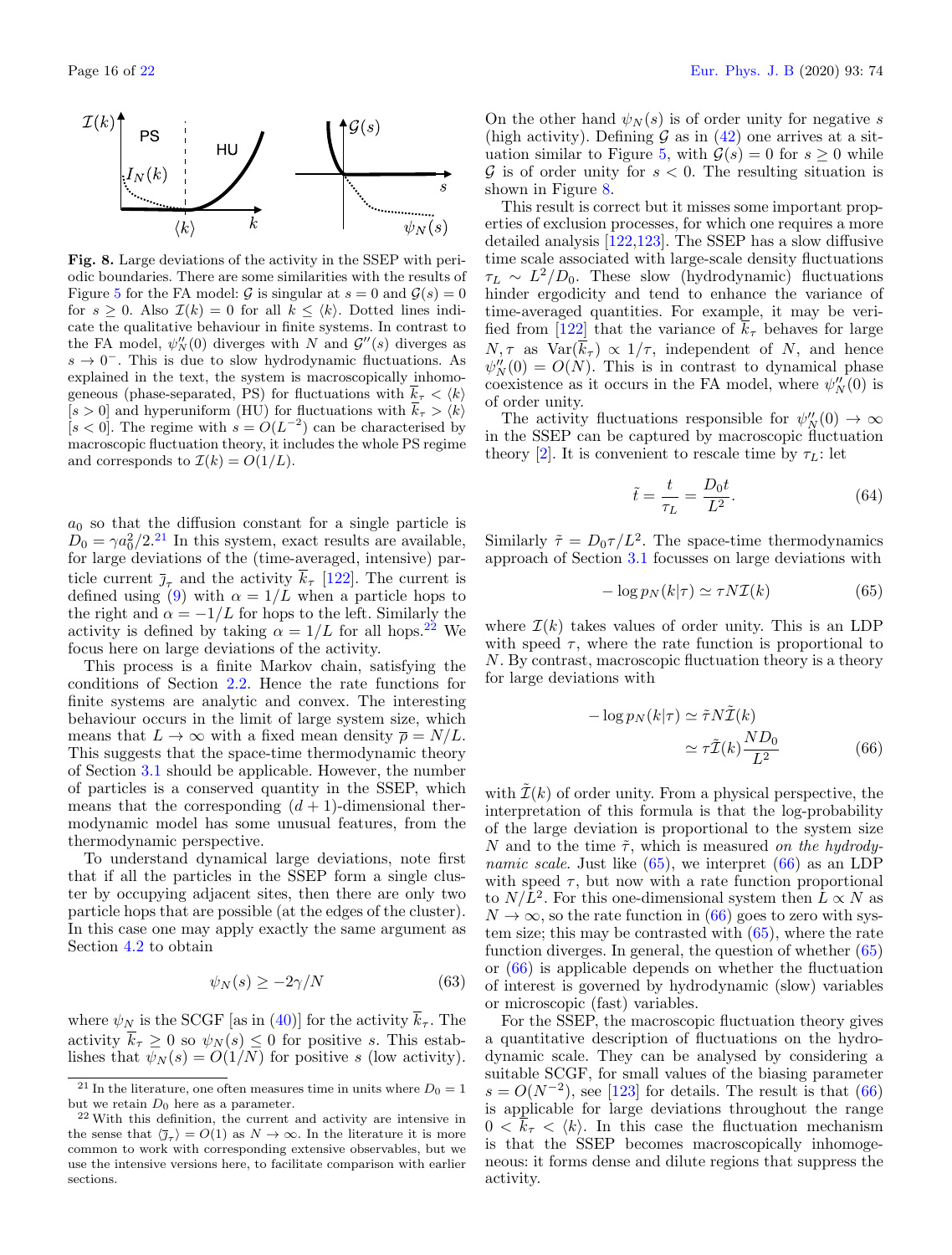**Fig. 8.** Large deviations of the activity in the SSEP with periodic boundaries. There are some similarities with the results of Figure 5 for the FA model: $\mathcal{G}$ is singular at $s = 0$ and $\mathcal{G}(s) = 0$ for $s \geq 0$. Also $\mathcal{I}(k) = 0$ for all $k \leq \langle k \rangle$. Dotted lines indicate the qualitative behaviour in finite systems. In contrast to the FA model, $\psi_N''(0)$ diverges with $N$ and $\mathcal{G}''(s)$ diverges as $s \to 0^-$. This is due to slow hydrodynamic fluctuations. As explained in the text, the system is macroscopically inhomogeneous (phase-separated, PS) for fluctuations with $\overline{k}_\tau < \langle k \rangle$ $[s > 0]$ and hyperuniform (HU) for fluctuations with $\overline{k}_\tau > \langle k \rangle$ $[s < 0]$. The regime with $s = O(L^{-2})$ can be characterised by macroscopic fluctuation theory, it includes the whole PS regime and corresponds to $\mathcal{I}(k) = O(1/L)$.

$a_0$ so that the diffusion constant for a single particle is $D_0 = \gamma a_0^2/2$.[21] In this system, exact results are available, for large deviations of the (time-averaged, intensive) particle current $\overline{\jmath}_\tau$ and the activity $\overline{k}_\tau$ [122]. The current is defined using (9) with $\alpha = 1/L$ when a particle hops to the right and $\alpha = -1/L$ for hops to the left. Similarly the activity is defined by taking $\alpha = 1/L$ for all hops.[22] We focus here on large deviations of the activity.

This process is a finite Markov chain, satisfying the conditions of Section 2.2. Hence the rate functions for finite systems are analytic and convex. The interesting behaviour occurs in the limit of large system size, which means that $L \to \infty$ with a fixed mean density $\overline{\rho} = N/L$. This suggests that the space-time thermodynamic theory of Section 3.1 should be applicable. However, the number of particles is a conserved quantity in the SSEP, which means that the corresponding $(d + 1)$-dimensional thermodynamic model has some unusual features, from the thermodynamic perspective.

To understand dynamical large deviations, note first that if all the particles in the SSEP form a single cluster by occupying adjacent sites, then there are only two particle hops that are possible (at the edges of the cluster). In this case one may apply exactly the same argument as Section 4.2 to obtain

$$\psi_N(s) \geq -2\gamma/N \tag{63}$$

where $\psi_N$ is the SCGF [as in (40)] for the activity $\overline{k}_\tau$. The activity $\overline{k}_\tau \geq 0$ so $\psi_N(s) \leq 0$ for positive $s$. This establishes that $\psi_N(s) = O(1/N)$ for positive $s$ (low activity). On the other hand $\psi_N(s)$ is of order unity for negative $s$ (high activity). Defining $\mathcal{G}$ as in (42) one arrives at a situation similar to Figure 5, with $\mathcal{G}(s) = 0$ for $s \geq 0$ while $\mathcal{G}$ is of order unity for $s < 0$. The resulting situation is shown in Figure 8.

This result is correct but it misses some important properties of exclusion processes, for which one requires a more detailed analysis [122,123]. The SSEP has a slow diffusive time scale associated with large-scale density fluctuations $\tau_L \sim L^2/D_0$. These slow (hydrodynamic) fluctuations hinder ergodicity and tend to enhance the variance of time-averaged quantities. For example, it may be verified from [122] that the variance of $\overline{k}_\tau$ behaves for large $N, \tau$ as $\mathrm{Var}(\overline{k}_\tau) \propto 1/\tau$, independent of $N$, and hence $\psi_N''(0) = O(N)$. This is in contrast to dynamical phase coexistence as it occurs in the FA model, where $\psi_N''(0)$ is of order unity.

The activity fluctuations responsible for $\psi_N''(0) \to \infty$ in the SSEP can be captured by macroscopic fluctuation theory [2]. It is convenient to rescale time by $\tau_L$: let

$$\tilde{t} = \frac{t}{\tau_L} = \frac{D_0 t}{L^2}. \tag{64}$$

Similarly $\tilde{\tau} = D_0\tau/L^2$. The space-time thermodynamics approach of Section 3.1 focusses on large deviations with

$$-\log p_N(k|\tau) \simeq \tau N \mathcal{I}(k) \tag{65}$$

where $\mathcal{I}(k)$ takes values of order unity. This is an LDP with speed $\tau$, where the rate function is proportional to $N$. By contrast, macroscopic fluctuation theory is a theory for large deviations with

$$\begin{aligned} -\log p_N(k|\tau) &\simeq \tilde{\tau} N \tilde{\mathcal{I}}(k) \\ &\simeq \tau \tilde{\mathcal{I}}(k) \frac{N D_0}{L^2} \end{aligned} \tag{66}$$

with $\tilde{\mathcal{I}}(k)$ of order unity. From a physical perspective, the interpretation of this formula is that the log-probability of the large deviation is proportional to the system size $N$ and to the time $\tilde{\tau}$, which is measured *on the hydrodynamic scale*. Just like (65), we interpret (66) as an LDP with speed $\tau$, but now with a rate function proportional to $N/L^2$. For this one-dimensional system then $L \propto N$ as $N \to \infty$, so the rate function in (66) goes to zero with system size; this may be contrasted with (65), where the rate function diverges. In general, the question of whether (65) or (66) is applicable depends on whether the fluctuation of interest is governed by hydrodynamic (slow) variables or microscopic (fast) variables.

For the SSEP, the macroscopic fluctuation theory gives a quantitative description of fluctuations on the hydrodynamic scale. They can be analysed by considering a suitable SCGF, for small values of the biasing parameter $s = O(N^{-2})$, see [123] for details. The result is that (66) is applicable for large deviations throughout the range $0 < \overline{k}_\tau < \langle k \rangle$. In this case the fluctuation mechanism is that the SSEP becomes macroscopically inhomogeneous: it forms dense and dilute regions that suppress the activity.

[21] In the literature, one often measures time in units where $D_0 = 1$ but we retain $D_0$ here as a parameter.

[22] With this definition, the current and activity are intensive in the sense that $\langle \overline{\jmath}_\tau \rangle = O(1)$ as $N \to \infty$. In the literature it is more common to work with corresponding extensive observables, but we use the intensive versions here, to facilitate comparison with earlier sections.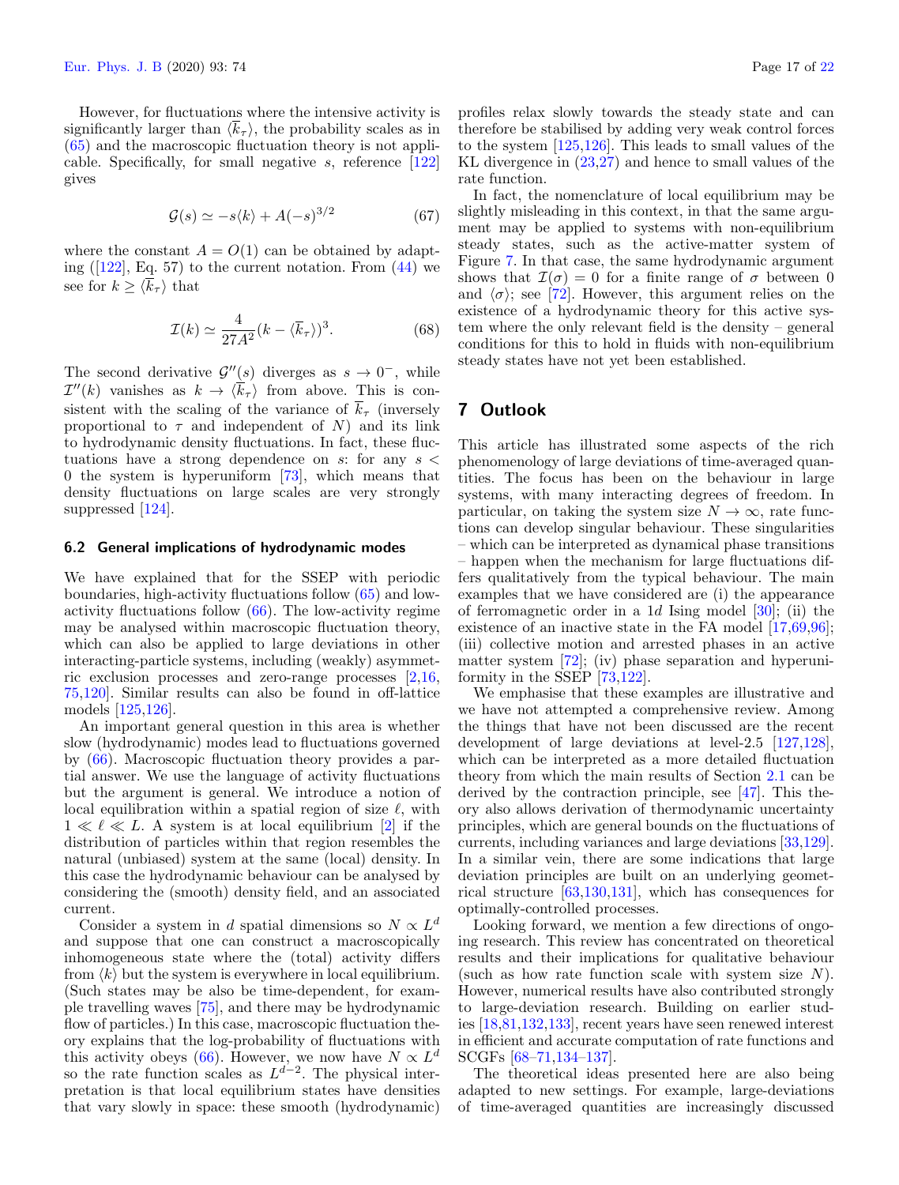However, for fluctuations where the intensive activity is significantly larger than $\langle \overline{k}_\tau \rangle$, the probability scales as in (65) and the macroscopic fluctuation theory is not applicable. Specifically, for small negative $s$, reference [122] gives

$$\mathcal{G}(s) \simeq -s\langle k \rangle + A(-s)^{3/2} \tag{67}$$

where the constant $A = O(1)$ can be obtained by adapting ([122], Eq. 57) to the current notation. From (44) we see for $k \geq \langle \overline{k}_\tau \rangle$ that

$$\mathcal{I}(k) \simeq \frac{4}{27A^2}(k - \langle \overline{k}_\tau \rangle)^3. \tag{68}$$

The second derivative $\mathcal{G}''(s)$ diverges as $s \to 0^-$, while $\mathcal{I}''(k)$ vanishes as $k \to \langle \overline{k}_\tau \rangle$ from above. This is consistent with the scaling of the variance of $\overline{k}_\tau$ (inversely proportional to $\tau$ and independent of $N$) and its link to hydrodynamic density fluctuations. In fact, these fluctuations have a strong dependence on $s$: for any $s < 0$ the system is hyperuniform [73], which means that density fluctuations on large scales are very strongly suppressed [124].

### 6.2 General implications of hydrodynamic modes

We have explained that for the SSEP with periodic boundaries, high-activity fluctuations follow (65) and low-activity fluctuations follow (66). The low-activity regime may be analysed within macroscopic fluctuation theory, which can also be applied to large deviations in other interacting-particle systems, including (weakly) asymmetric exclusion processes and zero-range processes [2,16,75,120]. Similar results can also be found in off-lattice models [125,126].

An important general question in this area is whether slow (hydrodynamic) modes lead to fluctuations governed by (66). Macroscopic fluctuation theory provides a partial answer. We use the language of activity fluctuations but the argument is general. We introduce a notion of local equilibration within a spatial region of size $\ell$, with $1 \ll \ell \ll L$. A system is at local equilibrium [2] if the distribution of particles within that region resembles the natural (unbiased) system at the same (local) density. In this case the hydrodynamic behaviour can be analysed by considering the (smooth) density field, and an associated current.

Consider a system in $d$ spatial dimensions so $N \propto L^d$ and suppose that one can construct a macroscopically inhomogeneous state where the (total) activity differs from $\langle k \rangle$ but the system is everywhere in local equilibrium. (Such states may be also be time-dependent, for example travelling waves [75], and there may be hydrodynamic flow of particles.) In this case, macroscopic fluctuation theory explains that the log-probability of fluctuations with this activity obeys (66). However, we now have $N \propto L^d$ so the rate function scales as $L^{d-2}$. The physical interpretation is that local equilibrium states have densities that vary slowly in space: these smooth (hydrodynamic) profiles relax slowly towards the steady state and can therefore be stabilised by adding very weak control forces to the system [125,126]. This leads to small values of the KL divergence in (23,27) and hence to small values of the rate function.

In fact, the nomenclature of local equilibrium may be slightly misleading in this context, in that the same argument may be applied to systems with non-equilibrium steady states, such as the active-matter system of Figure 7. In that case, the same hydrodynamic argument shows that $\mathcal{I}(\sigma) = 0$ for a finite range of $\sigma$ between 0 and $\langle \sigma \rangle$; see [72]. However, this argument relies on the existence of a hydrodynamic theory for this active system where the only relevant field is the density – general conditions for this to hold in fluids with non-equilibrium steady states have not yet been established.

## 7 Outlook

This article has illustrated some aspects of the rich phenomenology of large deviations of time-averaged quantities. The focus has been on the behaviour in large systems, with many interacting degrees of freedom. In particular, on taking the system size $N \to \infty$, rate functions can develop singular behaviour. These singularities – which can be interpreted as dynamical phase transitions – happen when the mechanism for large fluctuations differs qualitatively from the typical behaviour. The main examples that we have considered are (i) the appearance of ferromagnetic order in a 1$d$ Ising model [30]; (ii) the existence of an inactive state in the FA model [17,69,96]; (iii) collective motion and arrested phases in an active matter system [72]; (iv) phase separation and hyperuniformity in the SSEP [73,122].

We emphasise that these examples are illustrative and we have not attempted a comprehensive review. Among the things that have not been discussed are the recent development of large deviations at level-2.5 [127,128], which can be interpreted as a more detailed fluctuation theory from which the main results of Section 2.1 can be derived by the contraction principle, see [47]. This theory also allows derivation of thermodynamic uncertainty principles, which are general bounds on the fluctuations of currents, including variances and large deviations [33,129]. In a similar vein, there are some indications that large deviation principles are built on an underlying geometrical structure [63,130,131], which has consequences for optimally-controlled processes.

Looking forward, we mention a few directions of ongoing research. This review has concentrated on theoretical results and their implications for qualitative behaviour (such as how rate function scale with system size $N$). However, numerical results have also contributed strongly to large-deviation research. Building on earlier studies [18,81,132,133], recent years have seen renewed interest in efficient and accurate computation of rate functions and SCGFs [68–71,134–137].

The theoretical ideas presented here are also being adapted to new settings. For example, large-deviations of time-averaged quantities are increasingly discussed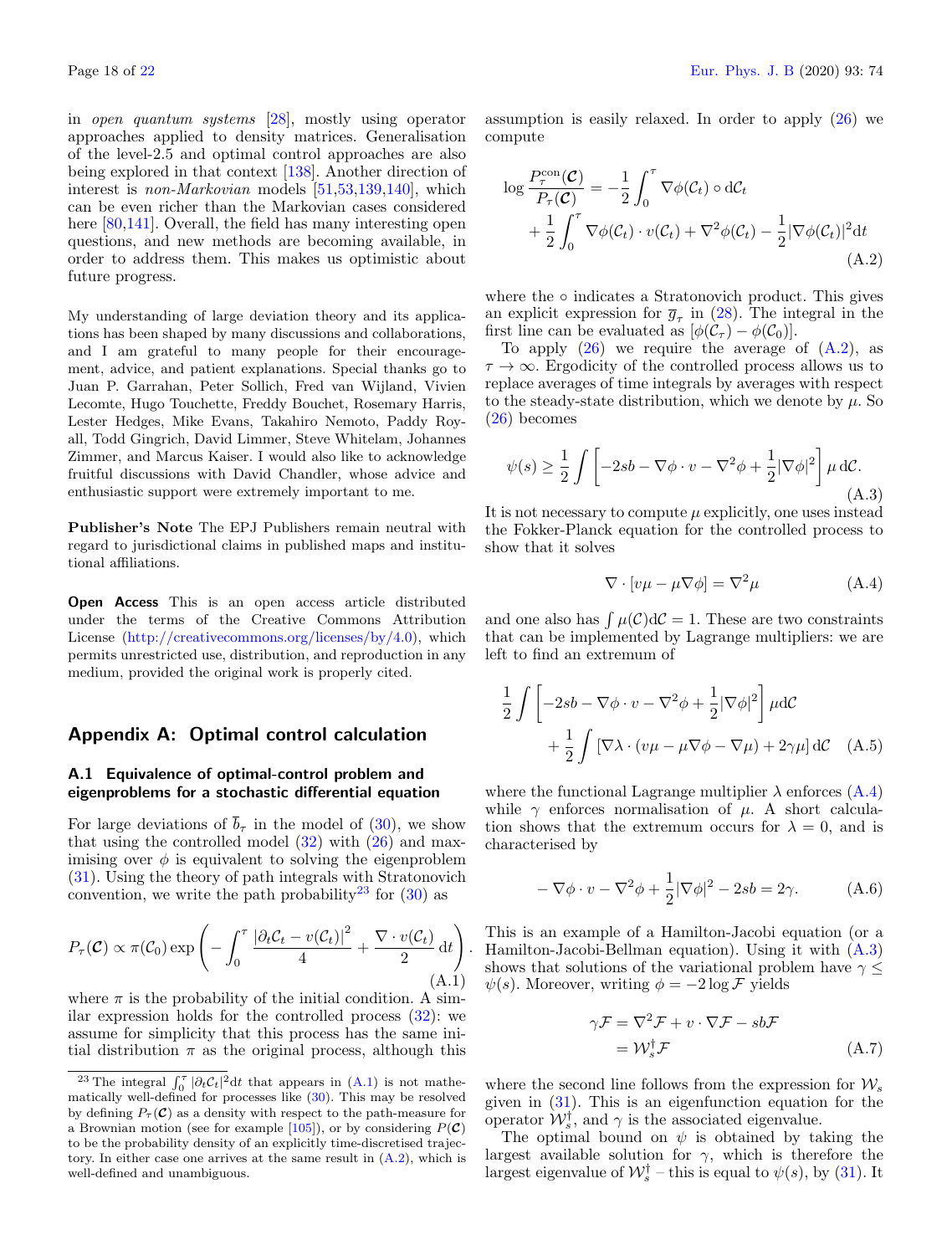in *open quantum systems* [28], mostly using operator approaches applied to density matrices. Generalisation of the level-2.5 and optimal control approaches are also being explored in that context [138]. Another direction of interest is *non-Markovian* models [51,53,139,140], which can be even richer than the Markovian cases considered here [80,141]. Overall, the field has many interesting open questions, and new methods are becoming available, in order to address them. This makes us optimistic about future progress.

My understanding of large deviation theory and its applications has been shaped by many discussions and collaborations, and I am grateful to many people for their encouragement, advice, and patient explanations. Special thanks go to Juan P. Garrahan, Peter Sollich, Fred van Wijland, Vivien Lecomte, Hugo Touchette, Freddy Bouchet, Rosemary Harris, Lester Hedges, Mike Evans, Takahiro Nemoto, Paddy Royall, Todd Gingrich, David Limmer, Steve Whitelam, Johannes Zimmer, and Marcus Kaiser. I would also like to acknowledge fruitful discussions with David Chandler, whose advice and enthusiastic support were extremely important to me.

**Publisher's Note** The EPJ Publishers remain neutral with regard to jurisdictional claims in published maps and institutional affiliations.

**Open Access** This is an open access article distributed under the terms of the Creative Commons Attribution License (http://creativecommons.org/licenses/by/4.0), which permits unrestricted use, distribution, and reproduction in any medium, provided the original work is properly cited.

## Appendix A: Optimal control calculation

### A.1 Equivalence of optimal-control problem and eigenproblems for a stochastic differential equation

For large deviations of $\overline{b}_\tau$ in the model of (30), we show that using the controlled model (32) with (26) and maximising over $\phi$ is equivalent to solving the eigenproblem (31). Using the theory of path integrals with Stratonovich convention, we write the path probability[23] for (30) as

$$P_\tau(\boldsymbol{\mathcal{C}}) \propto \pi(\mathcal{C}_0) \exp\left( - \int_0^\tau \frac{|\partial_t \mathcal{C}_t - v(\mathcal{C}_t)|^2}{4} + \frac{\nabla \cdot v(\mathcal{C}_t)}{2} \, \mathrm{d}t \right). \tag{A.1}$$

where $\pi$ is the probability of the initial condition. A similar expression holds for the controlled process (32): we assume for simplicity that this process has the same initial distribution $\pi$ as the original process, although this assumption is easily relaxed. In order to apply (26) we compute

$$\begin{aligned} \log \frac{P^{\mathrm{con}}_\tau(\boldsymbol{\mathcal{C}})}{P_\tau(\boldsymbol{\mathcal{C}})} &= -\frac{1}{2}\int_0^\tau \nabla\phi(\mathcal{C}_t) \circ \mathrm{d}\mathcal{C}_t \\ &+ \frac{1}{2}\int_0^\tau \nabla\phi(\mathcal{C}_t)\cdot v(\mathcal{C}_t) + \nabla^2\phi(\mathcal{C}_t) - \frac{1}{2}|\nabla\phi(\mathcal{C}_t)|^2 \mathrm{d}t \end{aligned} \tag{A.2}$$

where the $\circ$ indicates a Stratonovich product. This gives an explicit expression for $\overline{g}_\tau$ in (28). The integral in the first line can be evaluated as $[\phi(\mathcal{C}_\tau) - \phi(\mathcal{C}_0)]$.

To apply (26) we require the average of (A.2), as $\tau \to \infty$. Ergodicity of the controlled process allows us to replace averages of time integrals by averages with respect to the steady-state distribution, which we denote by $\mu$. So (26) becomes

$$\psi(s) \geq \frac{1}{2}\int \left[ -2sb - \nabla\phi\cdot v - \nabla^2\phi + \frac{1}{2}|\nabla\phi|^2 \right] \mu \, \mathrm{d}\mathcal{C}. \tag{A.3}$$

It is not necessary to compute $\mu$ explicitly, one uses instead the Fokker-Planck equation for the controlled process to show that it solves

$$\nabla \cdot [v\mu - \mu\nabla\phi] = \nabla^2\mu \tag{A.4}$$

and one also has $\int \mu(\mathcal{C}) \mathrm{d}\mathcal{C} = 1$. These are two constraints that can be implemented by Lagrange multipliers: we are left to find an extremum of

$$\begin{aligned} &\frac{1}{2}\int \left[ -2sb - \nabla\phi\cdot v - \nabla^2\phi + \frac{1}{2}|\nabla\phi|^2 \right] \mu \mathrm{d}\mathcal{C} \\ &\quad + \frac{1}{2}\int \left[ \nabla\lambda \cdot (v\mu - \mu\nabla\phi - \nabla\mu) + 2\gamma\mu \right] \mathrm{d}\mathcal{C} \end{aligned} \tag{A.5}$$

where the functional Lagrange multiplier $\lambda$ enforces (A.4) while $\gamma$ enforces normalisation of $\mu$. A short calculation shows that the extremum occurs for $\lambda = 0$, and is characterised by

$$-\nabla\phi\cdot v - \nabla^2\phi + \frac{1}{2}|\nabla\phi|^2 - 2sb = 2\gamma. \tag{A.6}$$

This is an example of a Hamilton-Jacobi equation (or a Hamilton-Jacobi-Bellman equation). Using it with (A.3) shows that solutions of the variational problem have $\gamma \leq \psi(s)$. Moreover, writing $\phi = -2\log\mathcal{F}$ yields

$$\begin{aligned} \gamma\mathcal{F} &= \nabla^2\mathcal{F} + v\cdot\nabla\mathcal{F} - sb\mathcal{F} \\ &= \mathcal{W}_s^\dagger \mathcal{F} \end{aligned} \tag{A.7}$$

where the second line follows from the expression for $\mathcal{W}_s$ given in (31). This is an eigenfunction equation for the operator $\mathcal{W}_s^\dagger$, and $\gamma$ is the associated eigenvalue.

The optimal bound on $\psi$ is obtained by taking the largest available solution for $\gamma$, which is therefore the largest eigenvalue of $\mathcal{W}_s^\dagger$ – this is equal to $\psi(s)$, by (31). It

[23] The integral $\int_0^\tau |\partial_t \mathcal{C}_t|^2 \mathrm{d}t$ that appears in (A.1) is not mathematically well-defined for processes like (30). This may be resolved by defining $P_\tau(\boldsymbol{\mathcal{C}})$ as a density with respect to the path-measure for a Brownian motion (see for example [105]), or by considering $P(\boldsymbol{\mathcal{C}})$ to be the probability density of an explicitly time-discretised trajectory. In either case one arrives at the same result in (A.2), which is well-defined and unambiguous.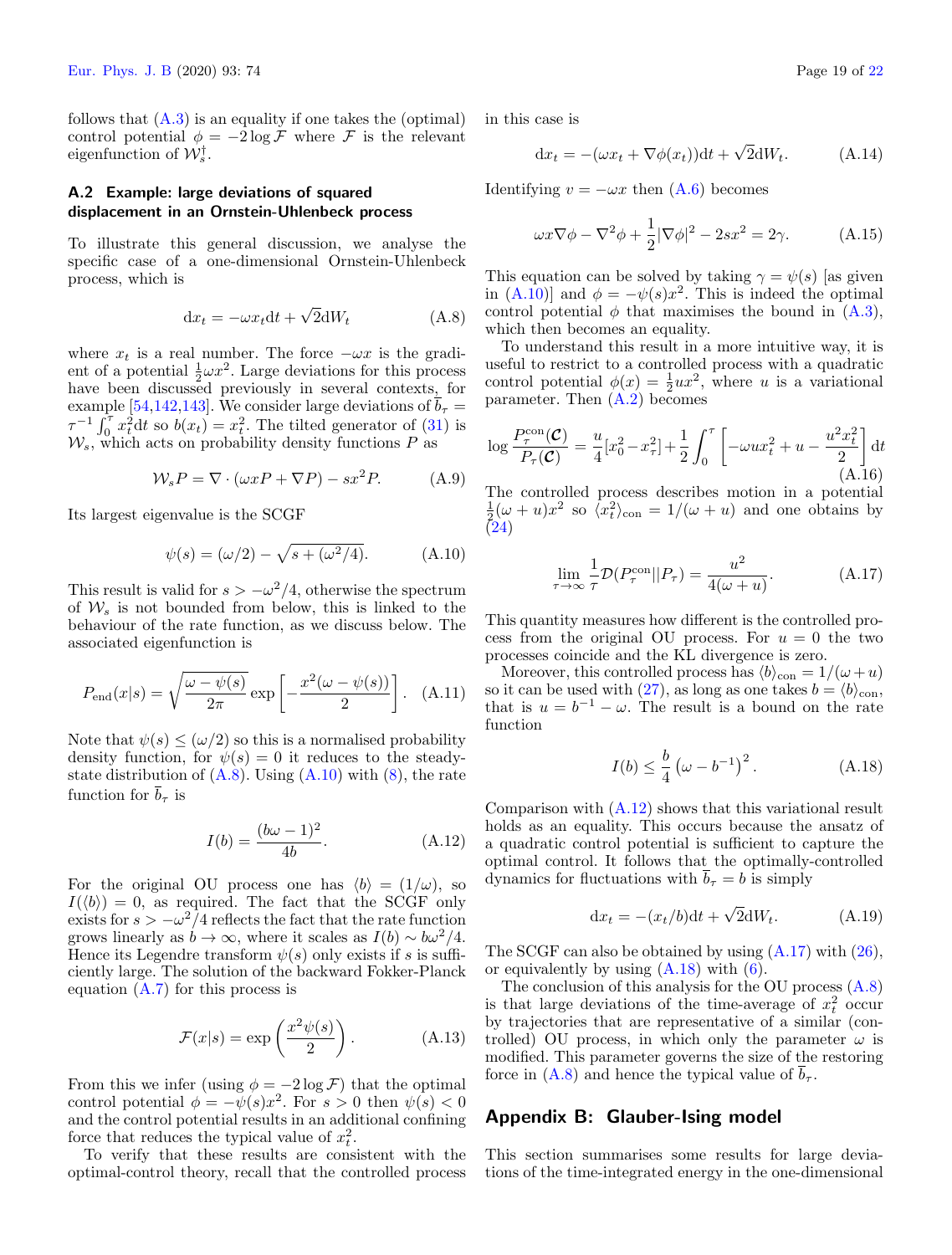follows that (A.3) is an equality if one takes the (optimal) control potential $\phi = -2\log\mathcal{F}$ where $\mathcal{F}$ is the relevant eigenfunction of $\mathcal{W}_s^\dagger$.

### A.2 Example: large deviations of squared displacement in an Ornstein-Uhlenbeck process

To illustrate this general discussion, we analyse the specific case of a one-dimensional Ornstein-Uhlenbeck process, which is

$$\mathrm{d}x_t = -\omega x_t \mathrm{d}t + \sqrt{2}\mathrm{d}W_t \tag{A.8}$$

where $x_t$ is a real number. The force $-\omega x$ is the gradient of a potential $\frac{1}{2}\omega x^2$. Large deviations for this process have been discussed previously in several contexts, for example [54,142,143]. We consider large deviations of $\overline{b}_\tau = \tau^{-1}\int_0^\tau x_t^2 \mathrm{d}t$ so $b(x_t) = x_t^2$. The tilted generator of (31) is $\mathcal{W}_s$, which acts on probability density functions $P$ as

$$\mathcal{W}_s P = \nabla\cdot(\omega x P + \nabla P) - s x^2 P. \tag{A.9}$$

Its largest eigenvalue is the SCGF

$$\psi(s) = (\omega/2) - \sqrt{s + (\omega^2/4)}. \tag{A.10}$$

This result is valid for $s > -\omega^2/4$, otherwise the spectrum of $\mathcal{W}_s$ is not bounded from below, this is linked to the behaviour of the rate function, as we discuss below. The associated eigenfunction is

$$P_{\mathrm{end}}(x|s) = \sqrt{\frac{\omega - \psi(s)}{2\pi}} \exp\left[-\frac{x^2(\omega - \psi(s))}{2}\right]. \tag{A.11}$$

Note that $\psi(s) \le (\omega/2)$ so this is a normalised probability density function, for $\psi(s) = 0$ it reduces to the steady-state distribution of (A.8). Using (A.10) with (8), the rate function for $\overline{b}_\tau$ is

$$I(b) = \frac{(b\omega - 1)^2}{4b}. \tag{A.12}$$

For the original OU process one has $\langle b\rangle = (1/\omega)$, so $I(\langle b\rangle) = 0$, as required. The fact that the SCGF only exists for $s > -\omega^2/4$ reflects the fact that the rate function grows linearly as $b \to \infty$, where it scales as $I(b) \sim b\omega^2/4$. Hence its Legendre transform $\psi(s)$ only exists if $s$ is sufficiently large. The solution of the backward Fokker-Planck equation (A.7) for this process is

$$\mathcal{F}(x|s) = \exp\left(\frac{x^2\psi(s)}{2}\right). \tag{A.13}$$

From this we infer (using $\phi = -2\log\mathcal{F}$) that the optimal control potential $\phi = -\psi(s)x^2$. For $s > 0$ then $\psi(s) < 0$ and the control potential results in an additional confining force that reduces the typical value of $x_t^2$.

To verify that these results are consistent with the optimal-control theory, recall that the controlled process in this case is

$$\mathrm{d}x_t = -(\omega x_t + \nabla\phi(x_t))\mathrm{d}t + \sqrt{2}\mathrm{d}W_t. \tag{A.14}$$

Identifying $v = -\omega x$ then (A.6) becomes

$$\omega x\nabla\phi - \nabla^2\phi + \frac{1}{2}|\nabla\phi|^2 - 2sx^2 = 2\gamma. \tag{A.15}$$

This equation can be solved by taking $\gamma = \psi(s)$ [as given in (A.10)] and $\phi = -\psi(s)x^2$. This is indeed the optimal control potential $\phi$ that maximises the bound in (A.3), which then becomes an equality.

To understand this result in a more intuitive way, it is useful to restrict to a controlled process with a quadratic control potential $\phi(x) = \frac{1}{2}ux^2$, where $u$ is a variational parameter. Then (A.2) becomes

$$\log\frac{P_\tau^{\mathrm{con}}(\mathcal{C})}{P_\tau(\mathcal{C})} = \frac{u}{4}[x_0^2 - x_\tau^2] + \frac{1}{2}\int_0^\tau \left[-\omega u x_t^2 + u - \frac{u^2 x_t^2}{2}\right]\mathrm{d}t \tag{A.16}$$

The controlled process describes motion in a potential $\frac{1}{2}(\omega + u)x^2$ so $\langle x_t^2\rangle_{\mathrm{con}} = 1/(\omega + u)$ and one obtains by (24)

$$\lim_{\tau\to\infty}\frac{1}{\tau}\mathcal{D}(P_\tau^{\mathrm{con}}||P_\tau) = \frac{u^2}{4(\omega + u)}. \tag{A.17}$$

This quantity measures how different is the controlled process from the original OU process. For $u = 0$ the two processes coincide and the KL divergence is zero.

Moreover, this controlled process has $\langle b\rangle_{\mathrm{con}} = 1/(\omega + u)$ so it can be used with (27), as long as one takes $b = \langle b\rangle_{\mathrm{con}}$, that is $u = b^{-1} - \omega$. The result is a bound on the rate function

$$I(b) \le \frac{b}{4}\left(\omega - b^{-1}\right)^2. \tag{A.18}$$

Comparison with (A.12) shows that this variational result holds as an equality. This occurs because the ansatz of a quadratic control potential is sufficient to capture the optimal control. It follows that the optimally-controlled dynamics for fluctuations with $\overline{b}_\tau = b$ is simply

$$\mathrm{d}x_t = -(x_t/b)\mathrm{d}t + \sqrt{2}\mathrm{d}W_t. \tag{A.19}$$

The SCGF can also be obtained by using (A.17) with (26), or equivalently by using (A.18) with (6).

The conclusion of this analysis for the OU process (A.8) is that large deviations of the time-average of $x_t^2$ occur by trajectories that are representative of a similar (controlled) OU process, in which only the parameter $\omega$ is modified. This parameter governs the size of the restoring force in (A.8) and hence the typical value of $\overline{b}_\tau$.

## Appendix B: Glauber-Ising model

This section summarises some results for large deviations of the time-integrated energy in the one-dimensional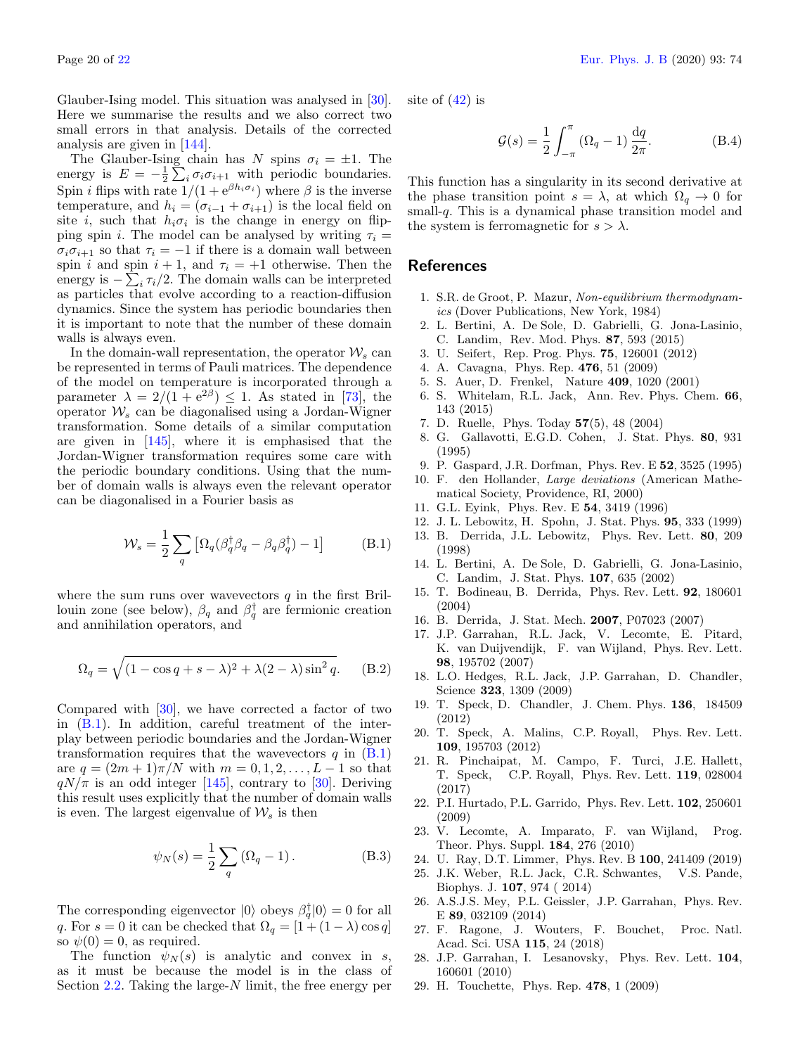Glauber-Ising model. This situation was analysed in [30]. Here we summarise the results and we also correct two small errors in that analysis. Details of the corrected analysis are given in [144].

The Glauber-Ising chain has $N$ spins $\sigma_i = \pm 1$. The energy is $E = -\frac{1}{2}\sum_i \sigma_i \sigma_{i+1}$ with periodic boundaries. Spin $i$ flips with rate $1/(1+\mathrm{e}^{\beta h_i \sigma_i})$ where $\beta$ is the inverse temperature, and $h_i = (\sigma_{i-1} + \sigma_{i+1})$ is the local field on site $i$, such that $h_i \sigma_i$ is the change in energy on flipping spin $i$. The model can be analysed by writing $\tau_i = \sigma_i \sigma_{i+1}$ so that $\tau_i = -1$ if there is a domain wall between spin $i$ and spin $i+1$, and $\tau_i = +1$ otherwise. Then the energy is $-\sum_i \tau_i/2$. The domain walls can be interpreted as particles that evolve according to a reaction-diffusion dynamics. Since the system has periodic boundaries then it is important to note that the number of these domain walls is always even.

In the domain-wall representation, the operator $\mathcal{W}_s$ can be represented in terms of Pauli matrices. The dependence of the model on temperature is incorporated through a parameter $\lambda = 2/(1+\mathrm{e}^{2\beta}) \le 1$. As stated in [73], the operator $\mathcal{W}_s$ can be diagonalised using a Jordan-Wigner transformation. Some details of a similar computation are given in [145], where it is emphasised that the Jordan-Wigner transformation requires some care with the periodic boundary conditions. Using that the number of domain walls is always even the relevant operator can be diagonalised in a Fourier basis as

$$\mathcal{W}_s = \frac{1}{2}\sum_q \left[\Omega_q(\beta_q^\dagger \beta_q - \beta_q \beta_q^\dagger) - 1\right] \qquad \text{(B.1)}$$

where the sum runs over wavevectors $q$ in the first Brillouin zone (see below), $\beta_q$ and $\beta_q^\dagger$ are fermionic creation and annihilation operators, and

$$\Omega_q = \sqrt{(1 - \cos q + s - \lambda)^2 + \lambda(2-\lambda)\sin^2 q}. \qquad \text{(B.2)}$$

Compared with [30], we have corrected a factor of two in (B.1). In addition, careful treatment of the interplay between periodic boundaries and the Jordan-Wigner transformation requires that the wavevectors $q$ in (B.1) are $q = (2m+1)\pi/N$ with $m = 0, 1, 2, \ldots, L-1$ so that $qN/\pi$ is an odd integer [145], contrary to [30]. Deriving this result uses explicitly that the number of domain walls is even. The largest eigenvalue of $\mathcal{W}_s$ is then

$$\psi_N(s) = \frac{1}{2}\sum_q (\Omega_q - 1). \qquad \text{(B.3)}$$

The corresponding eigenvector $|0\rangle$ obeys $\beta_q^\dagger|0\rangle = 0$ for all $q$. For $s = 0$ it can be checked that $\Omega_q = [1 + (1-\lambda)\cos q]$ so $\psi(0) = 0$, as required.

The function $\psi_N(s)$ is analytic and convex in $s$, as it must be because the model is in the class of Section 2.2. Taking the large-$N$ limit, the free energy per site of (42) is

$$\mathcal{G}(s) = \frac{1}{2}\int_{-\pi}^{\pi} (\Omega_q - 1)\,\frac{\mathrm{d}q}{2\pi}. \qquad \text{(B.4)}$$

This function has a singularity in its second derivative at the phase transition point $s = \lambda$, at which $\Omega_q \to 0$ for small-$q$. This is a dynamical phase transition model and the system is ferromagnetic for $s > \lambda$.

## References

1. S.R. de Groot, P. Mazur, *Non-equilibrium thermodynamics* (Dover Publications, New York, 1984)
2. L. Bertini, A. De Sole, D. Gabrielli, G. Jona-Lasinio, C. Landim, Rev. Mod. Phys. **87**, 593 (2015)
3. U. Seifert, Rep. Prog. Phys. **75**, 126001 (2012)
4. A. Cavagna, Phys. Rep. **476**, 51 (2009)
5. S. Auer, D. Frenkel, Nature **409**, 1020 (2001)
6. S. Whitelam, R.L. Jack, Ann. Rev. Phys. Chem. **66**, 143 (2015)
7. D. Ruelle, Phys. Today **57**(5), 48 (2004)
8. G. Gallavotti, E.G.D. Cohen, J. Stat. Phys. **80**, 931 (1995)
9. P. Gaspard, J.R. Dorfman, Phys. Rev. E **52**, 3525 (1995)
10. F. den Hollander, *Large deviations* (American Mathematical Society, Providence, RI, 2000)
11. G.L. Eyink, Phys. Rev. E **54**, 3419 (1996)
12. J. L. Lebowitz, H. Spohn, J. Stat. Phys. **95**, 333 (1999)
13. B. Derrida, J.L. Lebowitz, Phys. Rev. Lett. **80**, 209 (1998)
14. L. Bertini, A. De Sole, D. Gabrielli, G. Jona-Lasinio, C. Landim, J. Stat. Phys. **107**, 635 (2002)
15. T. Bodineau, B. Derrida, Phys. Rev. Lett. **92**, 180601 (2004)
16. B. Derrida, J. Stat. Mech. **2007**, P07023 (2007)
17. J.P. Garrahan, R.L. Jack, V. Lecomte, E. Pitard, K. van Duijvendijk, F. van Wijland, Phys. Rev. Lett. **98**, 195702 (2007)
18. L.O. Hedges, R.L. Jack, J.P. Garrahan, D. Chandler, Science **323**, 1309 (2009)
19. T. Speck, D. Chandler, J. Chem. Phys. **136**, 184509 (2012)
20. T. Speck, A. Malins, C.P. Royall, Phys. Rev. Lett. **109**, 195703 (2012)
21. R. Pinchaipat, M. Campo, F. Turci, J.E. Hallett, T. Speck, C.P. Royall, Phys. Rev. Lett. **119**, 028004 (2017)
22. P.I. Hurtado, P.L. Garrido, Phys. Rev. Lett. **102**, 250601 (2009)
23. V. Lecomte, A. Imparato, F. van Wijland, Prog. Theor. Phys. Suppl. **184**, 276 (2010)
24. U. Ray, D.T. Limmer, Phys. Rev. B **100**, 241409 (2019)
25. J.K. Weber, R.L. Jack, C.R. Schwantes, V.S. Pande, Biophys. J. **107**, 974 ( 2014)
26. A.S.J.S. Mey, P.L. Geissler, J.P. Garrahan, Phys. Rev. E **89**, 032109 (2014)
27. F. Ragone, J. Wouters, F. Bouchet, Proc. Natl. Acad. Sci. USA **115**, 24 (2018)
28. J.P. Garrahan, I. Lesanovsky, Phys. Rev. Lett. **104**, 160601 (2010)
29. H. Touchette, Phys. Rep. **478**, 1 (2009)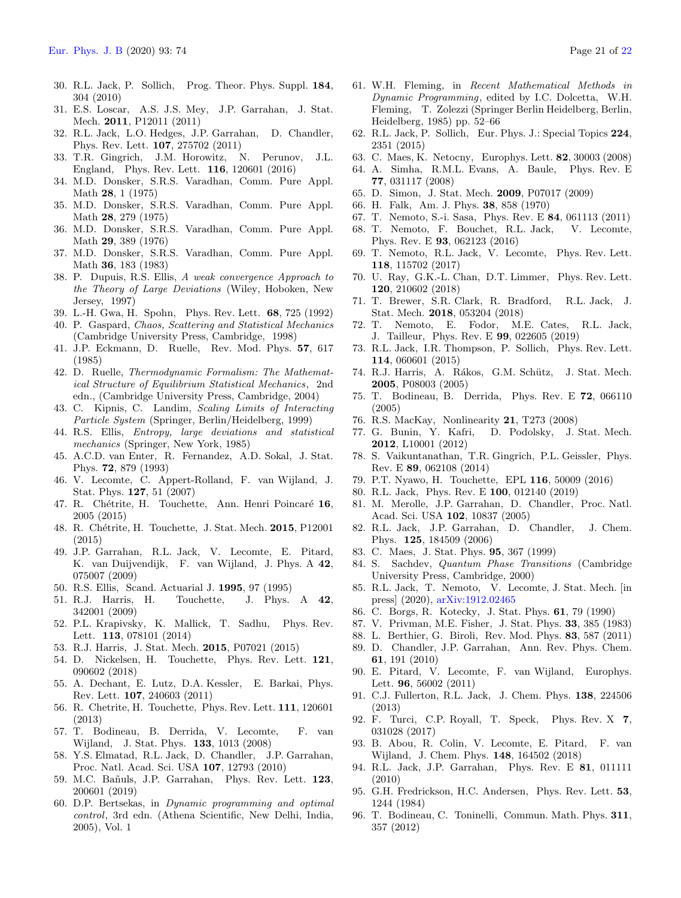30. R.L. Jack, P. Sollich, Prog. Theor. Phys. Suppl. **184**, 304 (2010)
31. E.S. Loscar, A.S. J.S. Mey, J.P. Garrahan, J. Stat. Mech. **2011**, P12011 (2011)
32. R.L. Jack, L.O. Hedges, J.P. Garrahan, D. Chandler, Phys. Rev. Lett. **107**, 275702 (2011)
33. T.R. Gingrich, J.M. Horowitz, N. Perunov, J.L. England, Phys. Rev. Lett. **116**, 120601 (2016)
34. M.D. Donsker, S.R.S. Varadhan, Comm. Pure Appl. Math **28**, 1 (1975)
35. M.D. Donsker, S.R.S. Varadhan, Comm. Pure Appl. Math **28**, 279 (1975)
36. M.D. Donsker, S.R.S. Varadhan, Comm. Pure Appl. Math **29**, 389 (1976)
37. M.D. Donsker, S.R.S. Varadhan, Comm. Pure Appl. Math **36**, 183 (1983)
38. P. Dupuis, R.S. Ellis, *A weak convergence Approach to the Theory of Large Deviations* (Wiley, Hoboken, New Jersey, 1997)
39. L.-H. Gwa, H. Spohn, Phys. Rev. Lett. **68**, 725 (1992)
40. P. Gaspard, *Chaos, Scattering and Statistical Mechanics* (Cambridge University Press, Cambridge, 1998)
41. J.P. Eckmann, D. Ruelle, Rev. Mod. Phys. **57**, 617 (1985)
42. D. Ruelle, *Thermodynamic Formalism: The Mathematical Structure of Equilibrium Statistical Mechanics*, 2nd edn., (Cambridge University Press, Cambridge, 2004)
43. C. Kipnis, C. Landim, *Scaling Limits of Interacting Particle System* (Springer, Berlin/Heidelberg, 1999)
44. R.S. Ellis, *Entropy, large deviations and statistical mechanics* (Springer, New York, 1985)
45. A.C.D. van Enter, R. Fernandez, A.D. Sokal, J. Stat. Phys. **72**, 879 (1993)
46. V. Lecomte, C. Appert-Rolland, F. van Wijland, J. Stat. Phys. **127**, 51 (2007)
47. R. Chétrite, H. Touchette, Ann. Henri Poincaré **16**, 2005 (2015)
48. R. Chétrite, H. Touchette, J. Stat. Mech. **2015**, P12001 (2015)
49. J.P. Garrahan, R.L. Jack, V. Lecomte, E. Pitard, K. van Duijvendijk, F. van Wijland, J. Phys. A **42**, 075007 (2009)
50. R.S. Ellis, Scand. Actuarial J. **1995**, 97 (1995)
51. R.J. Harris, H. Touchette, J. Phys. A **42**, 342001 (2009)
52. P.L. Krapivsky, K. Mallick, T. Sadhu, Phys. Rev. Lett. **113**, 078101 (2014)
53. R.J. Harris, J. Stat. Mech. **2015**, P07021 (2015)
54. D. Nickelsen, H. Touchette, Phys. Rev. Lett. **121**, 090602 (2018)
55. A. Dechant, E. Lutz, D.A. Kessler, E. Barkai, Phys. Rev. Lett. **107**, 240603 (2011)
56. R. Chetrite, H. Touchette, Phys. Rev. Lett. **111**, 120601 (2013)
57. T. Bodineau, B. Derrida, V. Lecomte, F. van Wijland, J. Stat. Phys. **133**, 1013 (2008)
58. Y.S. Elmatad, R.L. Jack, D. Chandler, J.P. Garrahan, Proc. Natl. Acad. Sci. USA **107**, 12793 (2010)
59. M.C. Bañuls, J.P. Garrahan, Phys. Rev. Lett. **123**, 200601 (2019)
60. D.P. Bertsekas, in *Dynamic programming and optimal control*, 3rd edn. (Athena Scientific, New Delhi, India, 2005), Vol. 1
61. W.H. Fleming, in *Recent Mathematical Methods in Dynamic Programming*, edited by I.C. Dolcetta, W.H. Fleming, T. Zolezzi (Springer Berlin Heidelberg, Berlin, Heidelberg, 1985) pp. 52–66
62. R.L. Jack, P. Sollich, Eur. Phys. J.: Special Topics **224**, 2351 (2015)
63. C. Maes, K. Netocny, Europhys. Lett. **82**, 30003 (2008)
64. A. Simha, R.M.L. Evans, A. Baule, Phys. Rev. E **77**, 031117 (2008)
65. D. Simon, J. Stat. Mech. **2009**, P07017 (2009)
66. H. Falk, Am. J. Phys. **38**, 858 (1970)
67. T. Nemoto, S.-i. Sasa, Phys. Rev. E **84**, 061113 (2011)
68. T. Nemoto, F. Bouchet, R.L. Jack, V. Lecomte, Phys. Rev. E **93**, 062123 (2016)
69. T. Nemoto, R.L. Jack, V. Lecomte, Phys. Rev. Lett. **118**, 115702 (2017)
70. U. Ray, G.K.-L. Chan, D.T. Limmer, Phys. Rev. Lett. **120**, 210602 (2018)
71. T. Brewer, S.R. Clark, R. Bradford, R.L. Jack, J. Stat. Mech. **2018**, 053204 (2018)
72. T. Nemoto, E. Fodor, M.E. Cates, R.L. Jack, J. Tailleur, Phys. Rev. E **99**, 022605 (2019)
73. R.L. Jack, I.R. Thompson, P. Sollich, Phys. Rev. Lett. **114**, 060601 (2015)
74. R.J. Harris, A. Rákos, G.M. Schütz, J. Stat. Mech. **2005**, P08003 (2005)
75. T. Bodineau, B. Derrida, Phys. Rev. E **72**, 066110 (2005)
76. R.S. MacKay, Nonlinearity **21**, T273 (2008)
77. G. Bunin, Y. Kafri, D. Podolsky, J. Stat. Mech. **2012**, L10001 (2012)
78. S. Vaikuntanathan, T.R. Gingrich, P.L. Geissler, Phys. Rev. E **89**, 062108 (2014)
79. P.T. Nyawo, H. Touchette, EPL **116**, 50009 (2016)
80. R.L. Jack, Phys. Rev. E **100**, 012140 (2019)
81. M. Merolle, J.P. Garrahan, D. Chandler, Proc. Natl. Acad. Sci. USA **102**, 10837 (2005)
82. R.L. Jack, J.P. Garrahan, D. Chandler, J. Chem. Phys. **125**, 184509 (2006)
83. C. Maes, J. Stat. Phys. **95**, 367 (1999)
84. S. Sachdev, *Quantum Phase Transitions* (Cambridge University Press, Cambridge, 2000)
85. R.L. Jack, T. Nemoto, V. Lecomte, J. Stat. Mech. [in press] (2020), arXiv:1912.02465
86. C. Borgs, R. Kotecky, J. Stat. Phys. **61**, 79 (1990)
87. V. Privman, M.E. Fisher, J. Stat. Phys. **33**, 385 (1983)
88. L. Berthier, G. Biroli, Rev. Mod. Phys. **83**, 587 (2011)
89. D. Chandler, J.P. Garrahan, Ann. Rev. Phys. Chem. **61**, 191 (2010)
90. E. Pitard, V. Lecomte, F. van Wijland, Europhys. Lett. **96**, 56002 (2011)
91. C.J. Fullerton, R.L. Jack, J. Chem. Phys. **138**, 224506 (2013)
92. F. Turci, C.P. Royall, T. Speck, Phys. Rev. X **7**, 031028 (2017)
93. B. Abou, R. Colin, V. Lecomte, E. Pitard, F. van Wijland, J. Chem. Phys. **148**, 164502 (2018)
94. R.L. Jack, J.P. Garrahan, Phys. Rev. E **81**, 011111 (2010)
95. G.H. Fredrickson, H.C. Andersen, Phys. Rev. Lett. **53**, 1244 (1984)
96. T. Bodineau, C. Toninelli, Commun. Math. Phys. **311**, 357 (2012)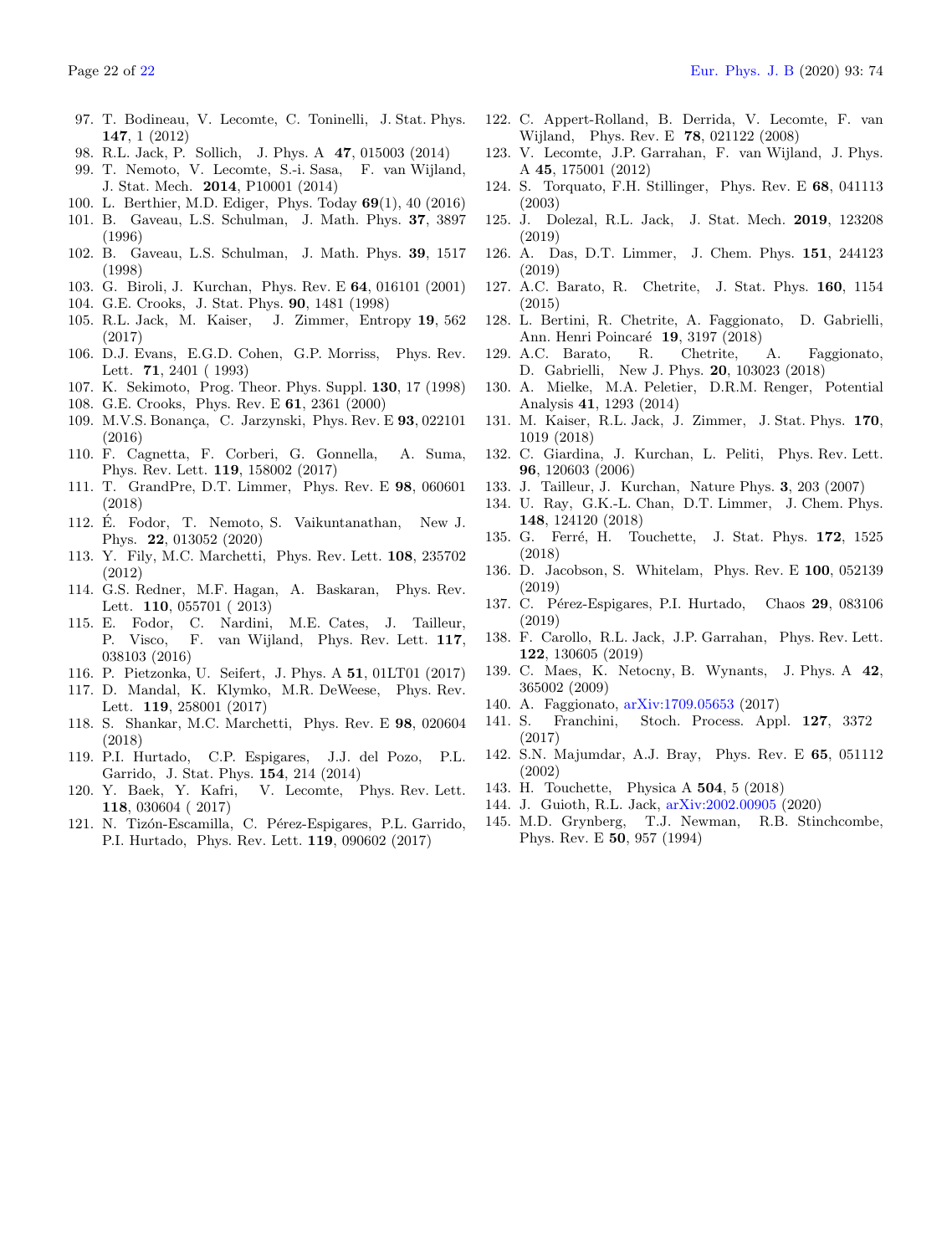97. T. Bodineau, V. Lecomte, C. Toninelli, J. Stat. Phys. **147**, 1 (2012)
98. R.L. Jack, P. Sollich, J. Phys. A **47**, 015003 (2014)
99. T. Nemoto, V. Lecomte, S.-i. Sasa, F. van Wijland, J. Stat. Mech. **2014**, P10001 (2014)
100. L. Berthier, M.D. Ediger, Phys. Today **69**(1), 40 (2016)
101. B. Gaveau, L.S. Schulman, J. Math. Phys. **37**, 3897 (1996)
102. B. Gaveau, L.S. Schulman, J. Math. Phys. **39**, 1517 (1998)
103. G. Biroli, J. Kurchan, Phys. Rev. E **64**, 016101 (2001)
104. G.E. Crooks, J. Stat. Phys. **90**, 1481 (1998)
105. R.L. Jack, M. Kaiser, J. Zimmer, Entropy **19**, 562 (2017)
106. D.J. Evans, E.G.D. Cohen, G.P. Morriss, Phys. Rev. Lett. **71**, 2401 ( 1993)
107. K. Sekimoto, Prog. Theor. Phys. Suppl. **130**, 17 (1998)
108. G.E. Crooks, Phys. Rev. E **61**, 2361 (2000)
109. M.V.S. Bonança, C. Jarzynski, Phys. Rev. E **93**, 022101 (2016)
110. F. Cagnetta, F. Corberi, G. Gonnella, A. Suma, Phys. Rev. Lett. **119**, 158002 (2017)
111. T. GrandPre, D.T. Limmer, Phys. Rev. E **98**, 060601 (2018)
112. É. Fodor, T. Nemoto, S. Vaikuntanathan, New J. Phys. **22**, 013052 (2020)
113. Y. Fily, M.C. Marchetti, Phys. Rev. Lett. **108**, 235702 (2012)
114. G.S. Redner, M.F. Hagan, A. Baskaran, Phys. Rev. Lett. **110**, 055701 ( 2013)
115. E. Fodor, C. Nardini, M.E. Cates, J. Tailleur, P. Visco, F. van Wijland, Phys. Rev. Lett. **117**, 038103 (2016)
116. P. Pietzonka, U. Seifert, J. Phys. A **51**, 01LT01 (2017)
117. D. Mandal, K. Klymko, M.R. DeWeese, Phys. Rev. Lett. **119**, 258001 (2017)
118. S. Shankar, M.C. Marchetti, Phys. Rev. E **98**, 020604 (2018)
119. P.I. Hurtado, C.P. Espigares, J.J. del Pozo, P.L. Garrido, J. Stat. Phys. **154**, 214 (2014)
120. Y. Baek, Y. Kafri, V. Lecomte, Phys. Rev. Lett. **118**, 030604 ( 2017)
121. N. Tizón-Escamilla, C. Pérez-Espigares, P.L. Garrido, P.I. Hurtado, Phys. Rev. Lett. **119**, 090602 (2017)
122. C. Appert-Rolland, B. Derrida, V. Lecomte, F. van Wijland, Phys. Rev. E **78**, 021122 (2008)
123. V. Lecomte, J.P. Garrahan, F. van Wijland, J. Phys. A **45**, 175001 (2012)
124. S. Torquato, F.H. Stillinger, Phys. Rev. E **68**, 041113 (2003)
125. J. Dolezal, R.L. Jack, J. Stat. Mech. **2019**, 123208 (2019)
126. A. Das, D.T. Limmer, J. Chem. Phys. **151**, 244123 (2019)
127. A.C. Barato, R. Chetrite, J. Stat. Phys. **160**, 1154 (2015)
128. L. Bertini, R. Chetrite, A. Faggionato, D. Gabrielli, Ann. Henri Poincaré **19**, 3197 (2018)
129. A.C. Barato, R. Chetrite, A. Faggionato, D. Gabrielli, New J. Phys. **20**, 103023 (2018)
130. A. Mielke, M.A. Peletier, D.R.M. Renger, Potential Analysis **41**, 1293 (2014)
131. M. Kaiser, R.L. Jack, J. Zimmer, J. Stat. Phys. **170**, 1019 (2018)
132. C. Giardina, J. Kurchan, L. Peliti, Phys. Rev. Lett. **96**, 120603 (2006)
133. J. Tailleur, J. Kurchan, Nature Phys. **3**, 203 (2007)
134. U. Ray, G.K.-L. Chan, D.T. Limmer, J. Chem. Phys. **148**, 124120 (2018)
135. G. Ferré, H. Touchette, J. Stat. Phys. **172**, 1525 (2018)
136. D. Jacobson, S. Whitelam, Phys. Rev. E **100**, 052139 (2019)
137. C. Pérez-Espigares, P.I. Hurtado, Chaos **29**, 083106 (2019)
138. F. Carollo, R.L. Jack, J.P. Garrahan, Phys. Rev. Lett. **122**, 130605 (2019)
139. C. Maes, K. Netocny, B. Wynants, J. Phys. A **42**, 365002 (2009)
140. A. Faggionato, arXiv:1709.05653 (2017)
141. S. Franchini, Stoch. Process. Appl. **127**, 3372 (2017)
142. S.N. Majumdar, A.J. Bray, Phys. Rev. E **65**, 051112 (2002)
143. H. Touchette, Physica A **504**, 5 (2018)
144. J. Guioth, R.L. Jack, arXiv:2002.00905 (2020)
145. M.D. Grynberg, T.J. Newman, R.B. Stinchcombe, Phys. Rev. E **50**, 957 (1994)